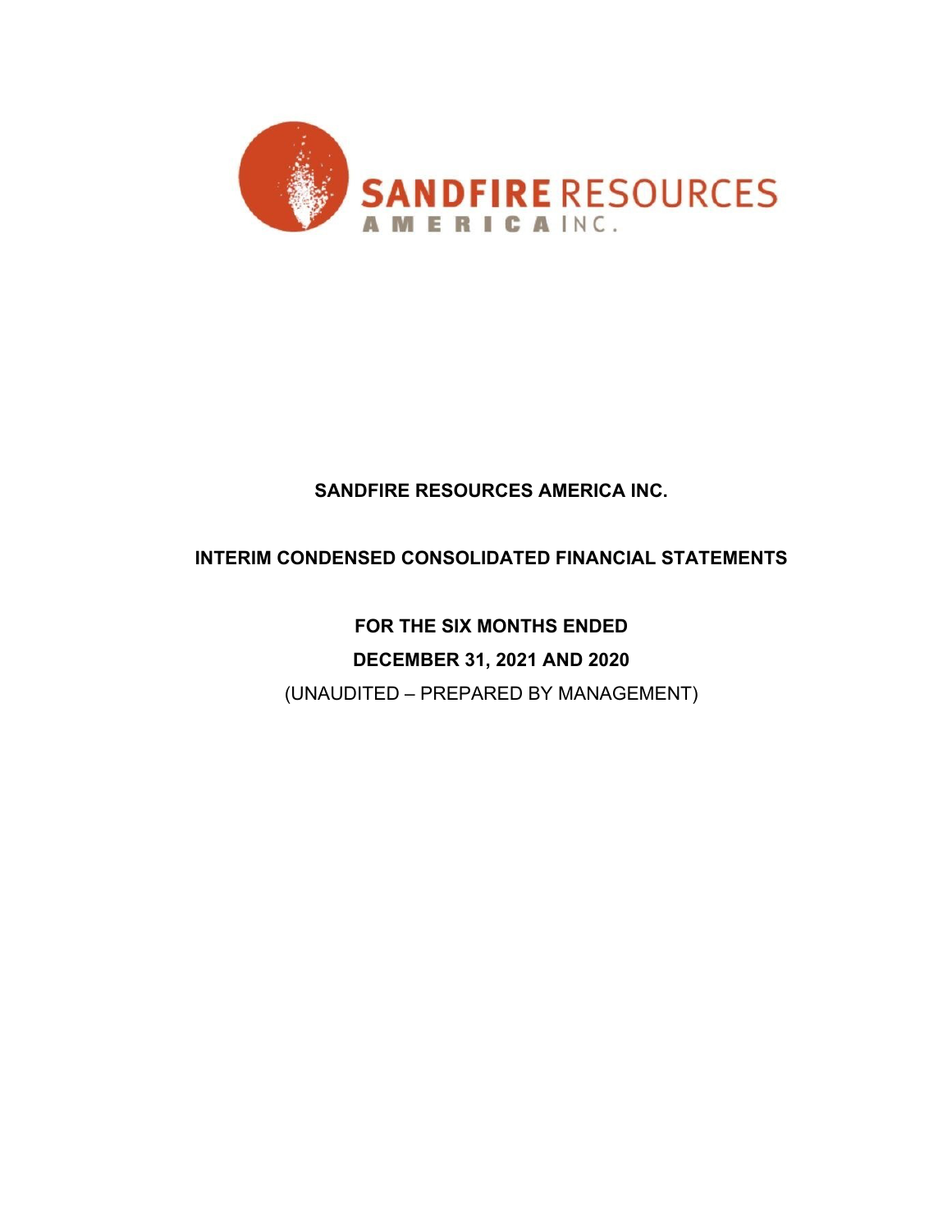SANDFIRE RESOURCES AMERICA INC.

# SANDFIRE RESOURCES AMERICA INC.

## INTERIM CONDENSED CONSOLIDATED FINANCIAL STATEMENTS

**FOR THE SIX MONTHS ENDED**

**DECEMBER 31, 2021 AND 2020**

(UNAUDITED – PREPARED BY MANAGEMENT)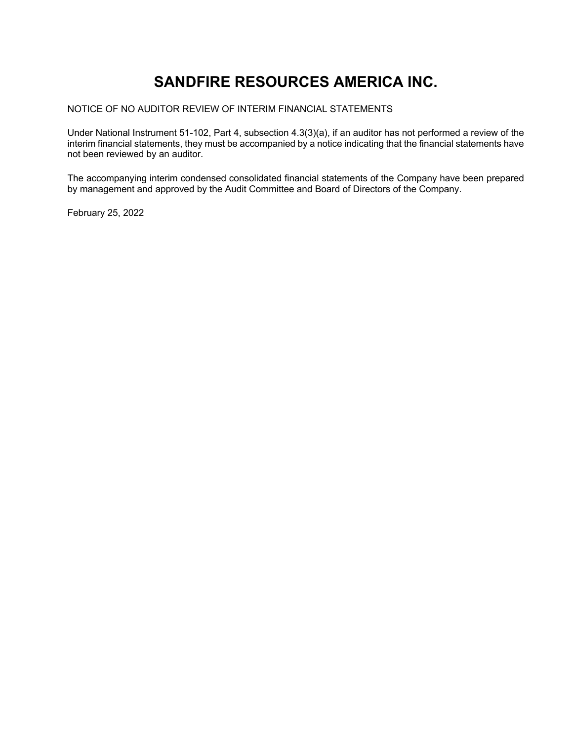# SANDFIRE RESOURCES AMERICA INC.

NOTICE OF NO AUDITOR REVIEW OF INTERIM FINANCIAL STATEMENTS

Under National Instrument 51-102, Part 4, subsection 4.3(3)(a), if an auditor has not performed a review of the interim financial statements, they must be accompanied by a notice indicating that the financial statements have not been reviewed by an auditor.

The accompanying interim condensed consolidated financial statements of the Company have been prepared by management and approved by the Audit Committee and Board of Directors of the Company.

February 25, 2022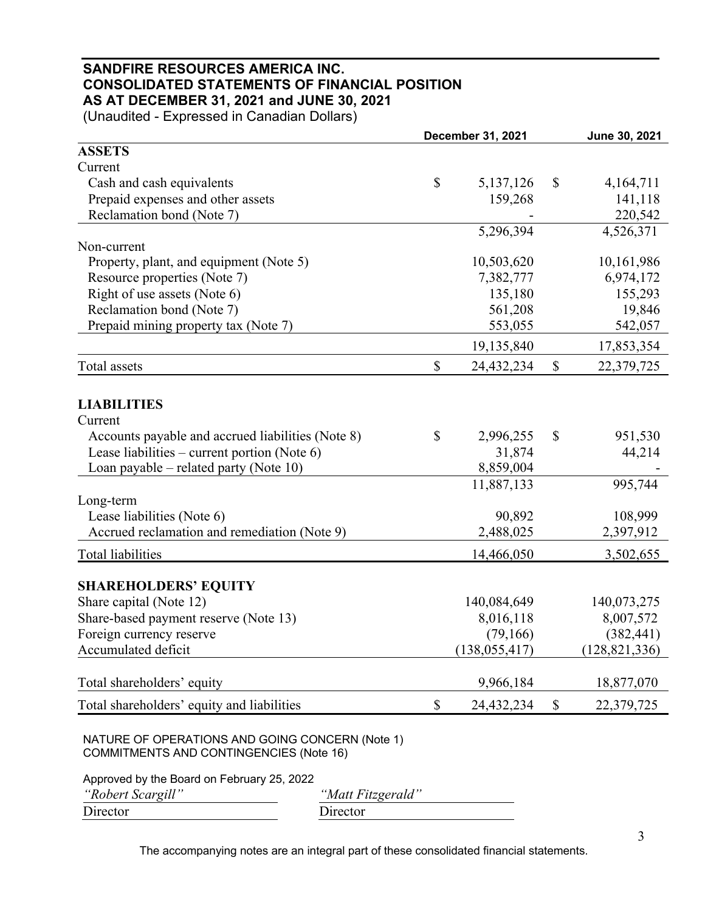# SANDFIRE RESOURCES AMERICA INC.
## CONSOLIDATED STATEMENTS OF FINANCIAL POSITION
## AS AT DECEMBER 31, 2021 and JUNE 30, 2021

(Unaudited - Expressed in Canadian Dollars)

| | December 31, 2021 | June 30, 2021 |
|---|---|---|
| **ASSETS** | | |
| Current | | |
| Cash and cash equivalents | $ 5,137,126 | $ 4,164,711 |
| Prepaid expenses and other assets | 159,268 | 141,118 |
| Reclamation bond (Note 7) | - | 220,542 |
| | 5,296,394 | 4,526,371 |
| Non-current | | |
| Property, plant, and equipment (Note 5) | 10,503,620 | 10,161,986 |
| Resource properties (Note 7) | 7,382,777 | 6,974,172 |
| Right of use assets (Note 6) | 135,180 | 155,293 |
| Reclamation bond (Note 7) | 561,208 | 19,846 |
| Prepaid mining property tax (Note 7) | 553,055 | 542,057 |
| | 19,135,840 | 17,853,354 |
| Total assets | $ 24,432,234 | $ 22,379,725 |
| **LIABILITIES** | | |
| Current | | |
| Accounts payable and accrued liabilities (Note 8) | $ 2,996,255 | $ 951,530 |
| Lease liabilities – current portion (Note 6) | 31,874 | 44,214 |
| Loan payable – related party (Note 10) | 8,859,004 | - |
| | 11,887,133 | 995,744 |
| Long-term | | |
| Lease liabilities (Note 6) | 90,892 | 108,999 |
| Accrued reclamation and remediation (Note 9) | 2,488,025 | 2,397,912 |
| Total liabilities | 14,466,050 | 3,502,655 |
| **SHAREHOLDERS' EQUITY** | | |
| Share capital (Note 12) | 140,084,649 | 140,073,275 |
| Share-based payment reserve (Note 13) | 8,016,118 | 8,007,572 |
| Foreign currency reserve | (79,166) | (382,441) |
| Accumulated deficit | (138,055,417) | (128,821,336) |
| Total shareholders' equity | 9,966,184 | 18,877,070 |
| Total shareholders' equity and liabilities | $ 24,432,234 | $ 22,379,725 |

NATURE OF OPERATIONS AND GOING CONCERN (Note 1)
COMMITMENTS AND CONTINGENCIES (Note 16)

Approved by the Board on February 25, 2022

| *"Robert Scargill"* | *"Matt Fitzgerald"* |
|---|---|
| Director | Director |

The accompanying notes are an integral part of these consolidated financial statements.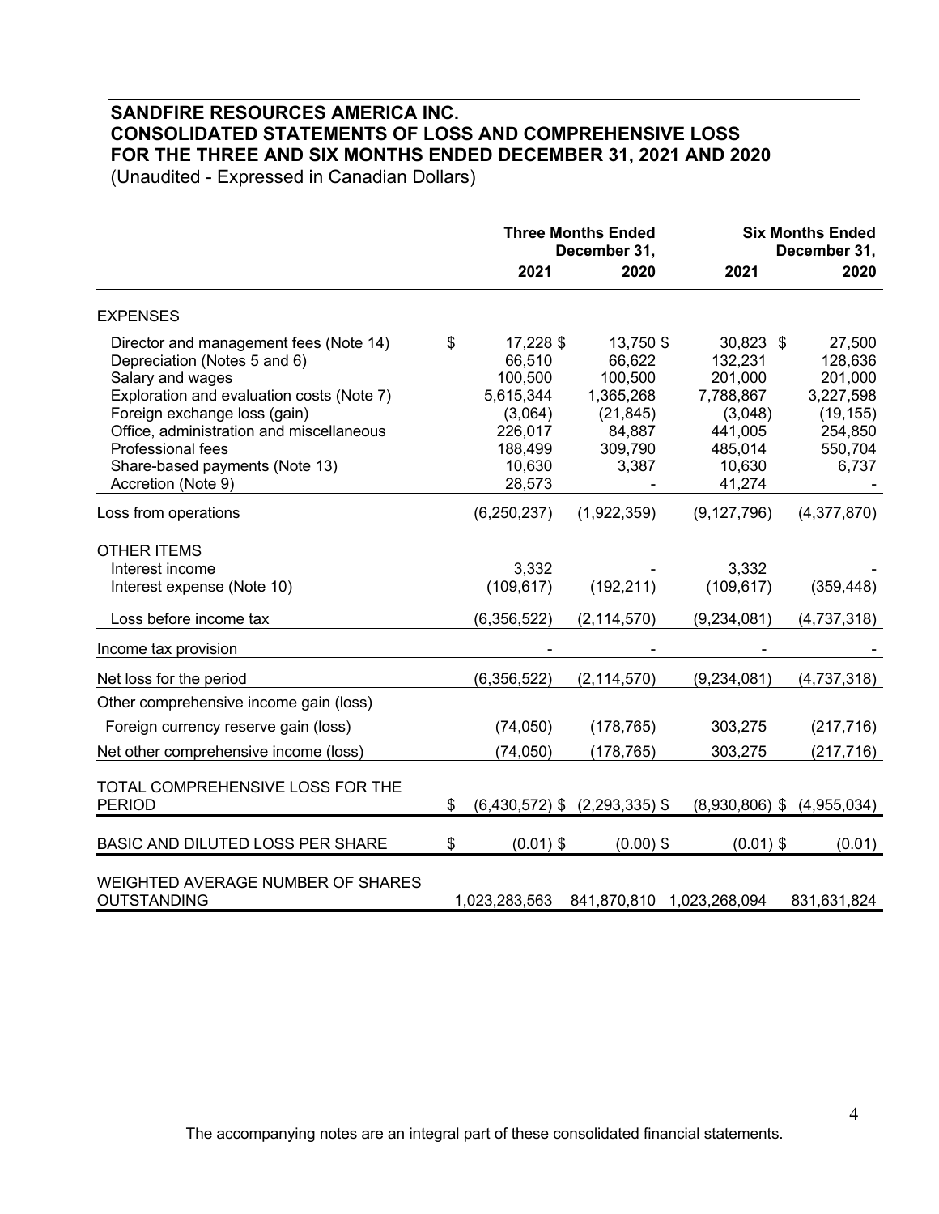# SANDFIRE RESOURCES AMERICA INC.
# CONSOLIDATED STATEMENTS OF LOSS AND COMPREHENSIVE LOSS
# FOR THE THREE AND SIX MONTHS ENDED DECEMBER 31, 2021 AND 2020

(Unaudited - Expressed in Canadian Dollars)

| | Three Months Ended December 31, | | Six Months Ended December 31, | |
|---|---|---|---|---|
| | 2021 | 2020 | 2021 | 2020 |
| EXPENSES | | | | |
| Director and management fees (Note 14) | $ 17,228 | $ 13,750 | $ 30,823 | $ 27,500 |
| Depreciation (Notes 5 and 6) | 66,510 | 66,622 | 132,231 | 128,636 |
| Salary and wages | 100,500 | 100,500 | 201,000 | 201,000 |
| Exploration and evaluation costs (Note 7) | 5,615,344 | 1,365,268 | 7,788,867 | 3,227,598 |
| Foreign exchange loss (gain) | (3,064) | (21,845) | (3,048) | (19,155) |
| Office, administration and miscellaneous | 226,017 | 84,887 | 441,005 | 254,850 |
| Professional fees | 188,499 | 309,790 | 485,014 | 550,704 |
| Share-based payments (Note 13) | 10,630 | 3,387 | 10,630 | 6,737 |
| Accretion (Note 9) | 28,573 | - | 41,274 | - |
| Loss from operations | (6,250,237) | (1,922,359) | (9,127,796) | (4,377,870) |
| OTHER ITEMS | | | | |
| Interest income | 3,332 | - | 3,332 | - |
| Interest expense (Note 10) | (109,617) | (192,211) | (109,617) | (359,448) |
| Loss before income tax | (6,356,522) | (2,114,570) | (9,234,081) | (4,737,318) |
| Income tax provision | - | - | - | - |
| Net loss for the period | (6,356,522) | (2,114,570) | (9,234,081) | (4,737,318) |
| Other comprehensive income gain (loss) | | | | |
| Foreign currency reserve gain (loss) | (74,050) | (178,765) | 303,275 | (217,716) |
| Net other comprehensive income (loss) | (74,050) | (178,765) | 303,275 | (217,716) |
| TOTAL COMPREHENSIVE LOSS FOR THE PERIOD | $ (6,430,572) | $ (2,293,335) | $ (8,930,806) | $ (4,955,034) |
| BASIC AND DILUTED LOSS PER SHARE | $ (0.01) | $ (0.00) | $ (0.01) | $ (0.01) |
| WEIGHTED AVERAGE NUMBER OF SHARES OUTSTANDING | 1,023,283,563 | 841,870,810 | 1,023,268,094 | 831,631,824 |

The accompanying notes are an integral part of these consolidated financial statements.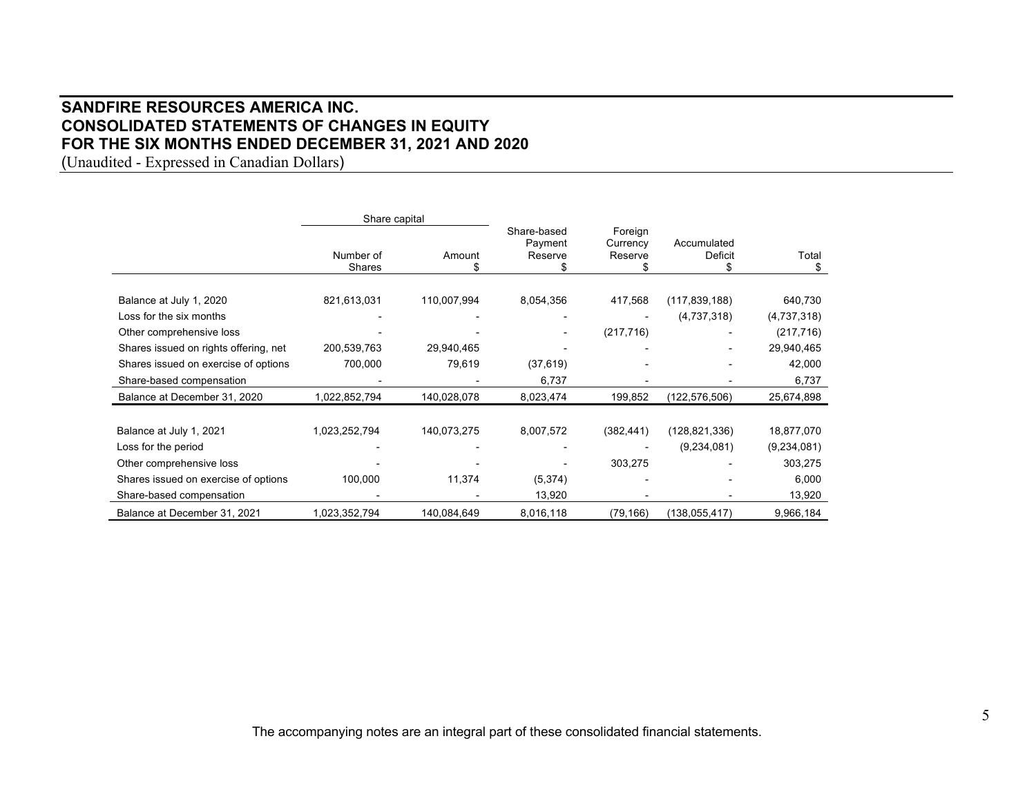# SANDFIRE RESOURCES AMERICA INC.
## CONSOLIDATED STATEMENTS OF CHANGES IN EQUITY
## FOR THE SIX MONTHS ENDED DECEMBER 31, 2021 AND 2020

(Unaudited - Expressed in Canadian Dollars)

| | Share capital | | | | | |
|---|---|---|---|---|---|---|
| | Number of Shares | Amount $ | Share-based Payment Reserve $ | Foreign Currency Reserve $ | Accumulated Deficit $ | Total $ |
| Balance at July 1, 2020 | 821,613,031 | 110,007,994 | 8,054,356 | 417,568 | (117,839,188) | 640,730 |
| Loss for the six months | - | - | - | - | (4,737,318) | (4,737,318) |
| Other comprehensive loss | - | - | - | (217,716) | - | (217,716) |
| Shares issued on rights offering, net | 200,539,763 | 29,940,465 | - | - | - | 29,940,465 |
| Shares issued on exercise of options | 700,000 | 79,619 | (37,619) | - | - | 42,000 |
| Share-based compensation | - | - | 6,737 | - | - | 6,737 |
| Balance at December 31, 2020 | 1,022,852,794 | 140,028,078 | 8,023,474 | 199,852 | (122,576,506) | 25,674,898 |
| | | | | | | |
| Balance at July 1, 2021 | 1,023,252,794 | 140,073,275 | 8,007,572 | (382,441) | (128,821,336) | 18,877,070 |
| Loss for the period | - | - | - | - | (9,234,081) | (9,234,081) |
| Other comprehensive loss | - | - | - | 303,275 | - | 303,275 |
| Shares issued on exercise of options | 100,000 | 11,374 | (5,374) | - | - | 6,000 |
| Share-based compensation | - | - | 13,920 | - | - | 13,920 |
| Balance at December 31, 2021 | 1,023,352,794 | 140,084,649 | 8,016,118 | (79,166) | (138,055,417) | 9,966,184 |

The accompanying notes are an integral part of these consolidated financial statements.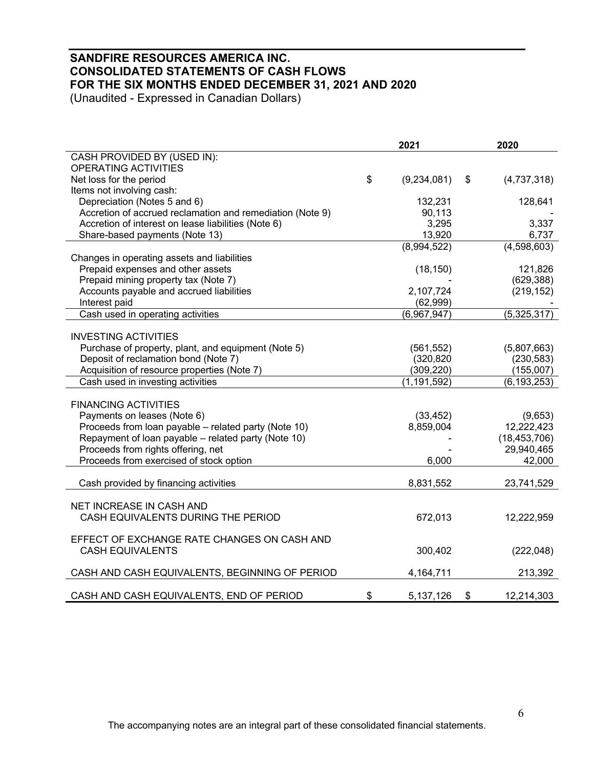# SANDFIRE RESOURCES AMERICA INC.
# CONSOLIDATED STATEMENTS OF CASH FLOWS
# FOR THE SIX MONTHS ENDED DECEMBER 31, 2021 AND 2020

(Unaudited - Expressed in Canadian Dollars)

| | 2021 | 2020 |
|---|---|---|
| CASH PROVIDED BY (USED IN): | | |
| OPERATING ACTIVITIES | | |
| Net loss for the period | $ (9,234,081) | $ (4,737,318) |
| Items not involving cash: | | |
| Depreciation (Notes 5 and 6) | 132,231 | 128,641 |
| Accretion of accrued reclamation and remediation (Note 9) | 90,113 | - |
| Accretion of interest on lease liabilities (Note 6) | 3,295 | 3,337 |
| Share-based payments (Note 13) | 13,920 | 6,737 |
| | (8,994,522) | (4,598,603) |
| Changes in operating assets and liabilities | | |
| Prepaid expenses and other assets | (18,150) | 121,826 |
| Prepaid mining property tax (Note 7) | - | (629,388) |
| Accounts payable and accrued liabilities | 2,107,724 | (219,152) |
| Interest paid | (62,999) | - |
| Cash used in operating activities | (6,967,947) | (5,325,317) |
| INVESTING ACTIVITIES | | |
| Purchase of property, plant, and equipment (Note 5) | (561,552) | (5,807,663) |
| Deposit of reclamation bond (Note 7) | (320,820 | (230,583) |
| Acquisition of resource properties (Note 7) | (309,220) | (155,007) |
| Cash used in investing activities | (1,191,592) | (6,193,253) |
| FINANCING ACTIVITIES | | |
| Payments on leases (Note 6) | (33,452) | (9,653) |
| Proceeds from loan payable – related party (Note 10) | 8,859,004 | 12,222,423 |
| Repayment of loan payable – related party (Note 10) | - | (18,453,706) |
| Proceeds from rights offering, net | - | 29,940,465 |
| Proceeds from exercised of stock option | 6,000 | 42,000 |
| Cash provided by financing activities | 8,831,552 | 23,741,529 |
| NET INCREASE IN CASH AND CASH EQUIVALENTS DURING THE PERIOD | 672,013 | 12,222,959 |
| EFFECT OF EXCHANGE RATE CHANGES ON CASH AND CASH EQUIVALENTS | 300,402 | (222,048) |
| CASH AND CASH EQUIVALENTS, BEGINNING OF PERIOD | 4,164,711 | 213,392 |
| CASH AND CASH EQUIVALENTS, END OF PERIOD | $ 5,137,126 | $ 12,214,303 |

The accompanying notes are an integral part of these consolidated financial statements.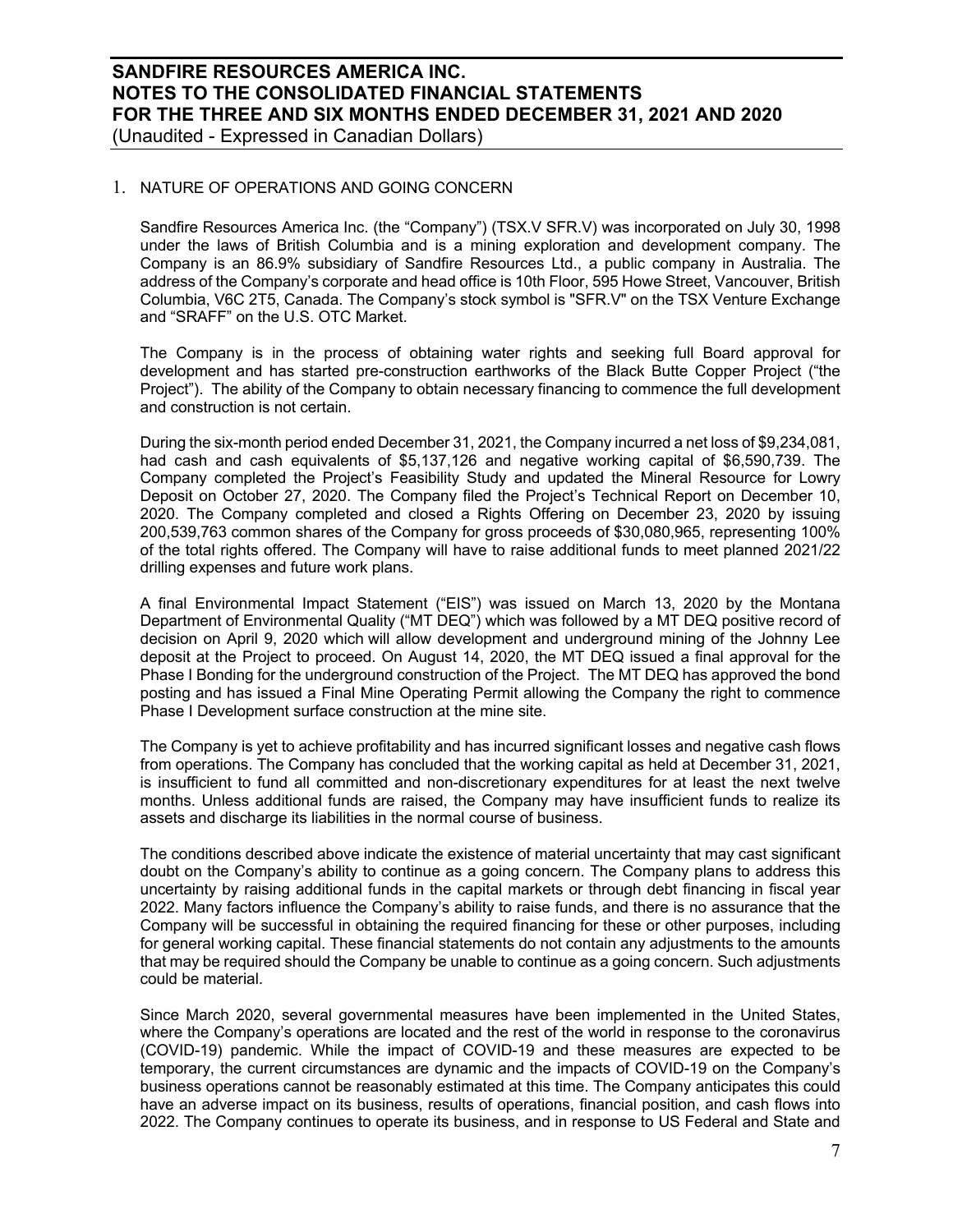# SANDFIRE RESOURCES AMERICA INC.
# NOTES TO THE CONSOLIDATED FINANCIAL STATEMENTS
# FOR THE THREE AND SIX MONTHS ENDED DECEMBER 31, 2021 AND 2020
(Unaudited - Expressed in Canadian Dollars)

## 1. NATURE OF OPERATIONS AND GOING CONCERN

Sandfire Resources America Inc. (the "Company") (TSX.V SFR.V) was incorporated on July 30, 1998 under the laws of British Columbia and is a mining exploration and development company. The Company is an 86.9% subsidiary of Sandfire Resources Ltd., a public company in Australia. The address of the Company's corporate and head office is 10th Floor, 595 Howe Street, Vancouver, British Columbia, V6C 2T5, Canada. The Company's stock symbol is "SFR.V" on the TSX Venture Exchange and "SRAFF" on the U.S. OTC Market.

The Company is in the process of obtaining water rights and seeking full Board approval for development and has started pre-construction earthworks of the Black Butte Copper Project ("the Project"). The ability of the Company to obtain necessary financing to commence the full development and construction is not certain.

During the six-month period ended December 31, 2021, the Company incurred a net loss of $9,234,081, had cash and cash equivalents of $5,137,126 and negative working capital of $6,590,739. The Company completed the Project's Feasibility Study and updated the Mineral Resource for Lowry Deposit on October 27, 2020. The Company filed the Project's Technical Report on December 10, 2020. The Company completed and closed a Rights Offering on December 23, 2020 by issuing 200,539,763 common shares of the Company for gross proceeds of $30,080,965, representing 100% of the total rights offered. The Company will have to raise additional funds to meet planned 2021/22 drilling expenses and future work plans.

A final Environmental Impact Statement ("EIS") was issued on March 13, 2020 by the Montana Department of Environmental Quality ("MT DEQ") which was followed by a MT DEQ positive record of decision on April 9, 2020 which will allow development and underground mining of the Johnny Lee deposit at the Project to proceed. On August 14, 2020, the MT DEQ issued a final approval for the Phase I Bonding for the underground construction of the Project. The MT DEQ has approved the bond posting and has issued a Final Mine Operating Permit allowing the Company the right to commence Phase I Development surface construction at the mine site.

The Company is yet to achieve profitability and has incurred significant losses and negative cash flows from operations. The Company has concluded that the working capital as held at December 31, 2021, is insufficient to fund all committed and non-discretionary expenditures for at least the next twelve months. Unless additional funds are raised, the Company may have insufficient funds to realize its assets and discharge its liabilities in the normal course of business.

The conditions described above indicate the existence of material uncertainty that may cast significant doubt on the Company's ability to continue as a going concern. The Company plans to address this uncertainty by raising additional funds in the capital markets or through debt financing in fiscal year 2022. Many factors influence the Company's ability to raise funds, and there is no assurance that the Company will be successful in obtaining the required financing for these or other purposes, including for general working capital. These financial statements do not contain any adjustments to the amounts that may be required should the Company be unable to continue as a going concern. Such adjustments could be material.

Since March 2020, several governmental measures have been implemented in the United States, where the Company's operations are located and the rest of the world in response to the coronavirus (COVID-19) pandemic. While the impact of COVID-19 and these measures are expected to be temporary, the current circumstances are dynamic and the impacts of COVID-19 on the Company's business operations cannot be reasonably estimated at this time. The Company anticipates this could have an adverse impact on its business, results of operations, financial position, and cash flows into 2022. The Company continues to operate its business, and in response to US Federal and State and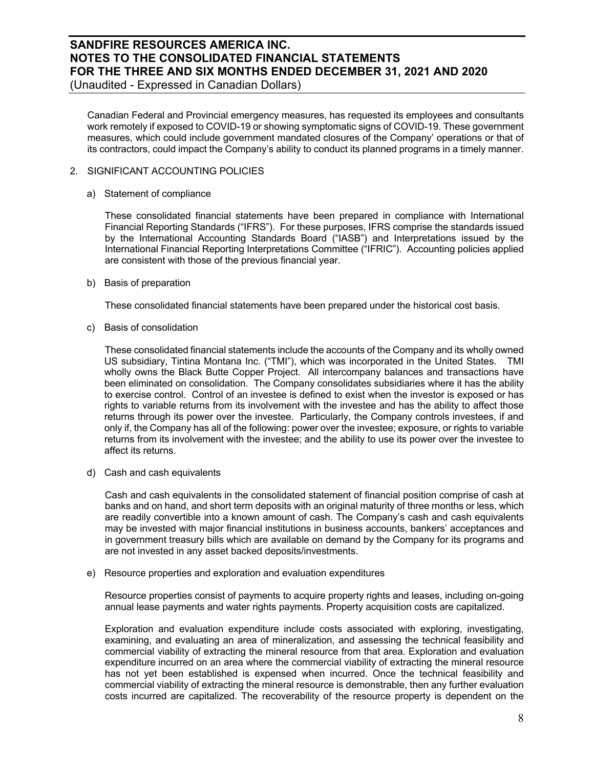Canadian Federal and Provincial emergency measures, has requested its employees and consultants work remotely if exposed to COVID-19 or showing symptomatic signs of COVID-19. These government measures, which could include government mandated closures of the Company' operations or that of its contractors, could impact the Company's ability to conduct its planned programs in a timely manner.

## 2. SIGNIFICANT ACCOUNTING POLICIES

### a) Statement of compliance

These consolidated financial statements have been prepared in compliance with International Financial Reporting Standards ("IFRS"). For these purposes, IFRS comprise the standards issued by the International Accounting Standards Board ("IASB") and Interpretations issued by the International Financial Reporting Interpretations Committee ("IFRIC"). Accounting policies applied are consistent with those of the previous financial year.

### b) Basis of preparation

These consolidated financial statements have been prepared under the historical cost basis.

### c) Basis of consolidation

These consolidated financial statements include the accounts of the Company and its wholly owned US subsidiary, Tintina Montana Inc. ("TMI"), which was incorporated in the United States. TMI wholly owns the Black Butte Copper Project. All intercompany balances and transactions have been eliminated on consolidation. The Company consolidates subsidiaries where it has the ability to exercise control. Control of an investee is defined to exist when the investor is exposed or has rights to variable returns from its involvement with the investee and has the ability to affect those returns through its power over the investee. Particularly, the Company controls investees, if and only if, the Company has all of the following: power over the investee; exposure, or rights to variable returns from its involvement with the investee; and the ability to use its power over the investee to affect its returns.

### d) Cash and cash equivalents

Cash and cash equivalents in the consolidated statement of financial position comprise of cash at banks and on hand, and short term deposits with an original maturity of three months or less, which are readily convertible into a known amount of cash. The Company's cash and cash equivalents may be invested with major financial institutions in business accounts, bankers' acceptances and in government treasury bills which are available on demand by the Company for its programs and are not invested in any asset backed deposits/investments.

### e) Resource properties and exploration and evaluation expenditures

Resource properties consist of payments to acquire property rights and leases, including on-going annual lease payments and water rights payments. Property acquisition costs are capitalized.

Exploration and evaluation expenditure include costs associated with exploring, investigating, examining, and evaluating an area of mineralization, and assessing the technical feasibility and commercial viability of extracting the mineral resource from that area. Exploration and evaluation expenditure incurred on an area where the commercial viability of extracting the mineral resource has not yet been established is expensed when incurred. Once the technical feasibility and commercial viability of extracting the mineral resource is demonstrable, then any further evaluation costs incurred are capitalized. The recoverability of the resource property is dependent on the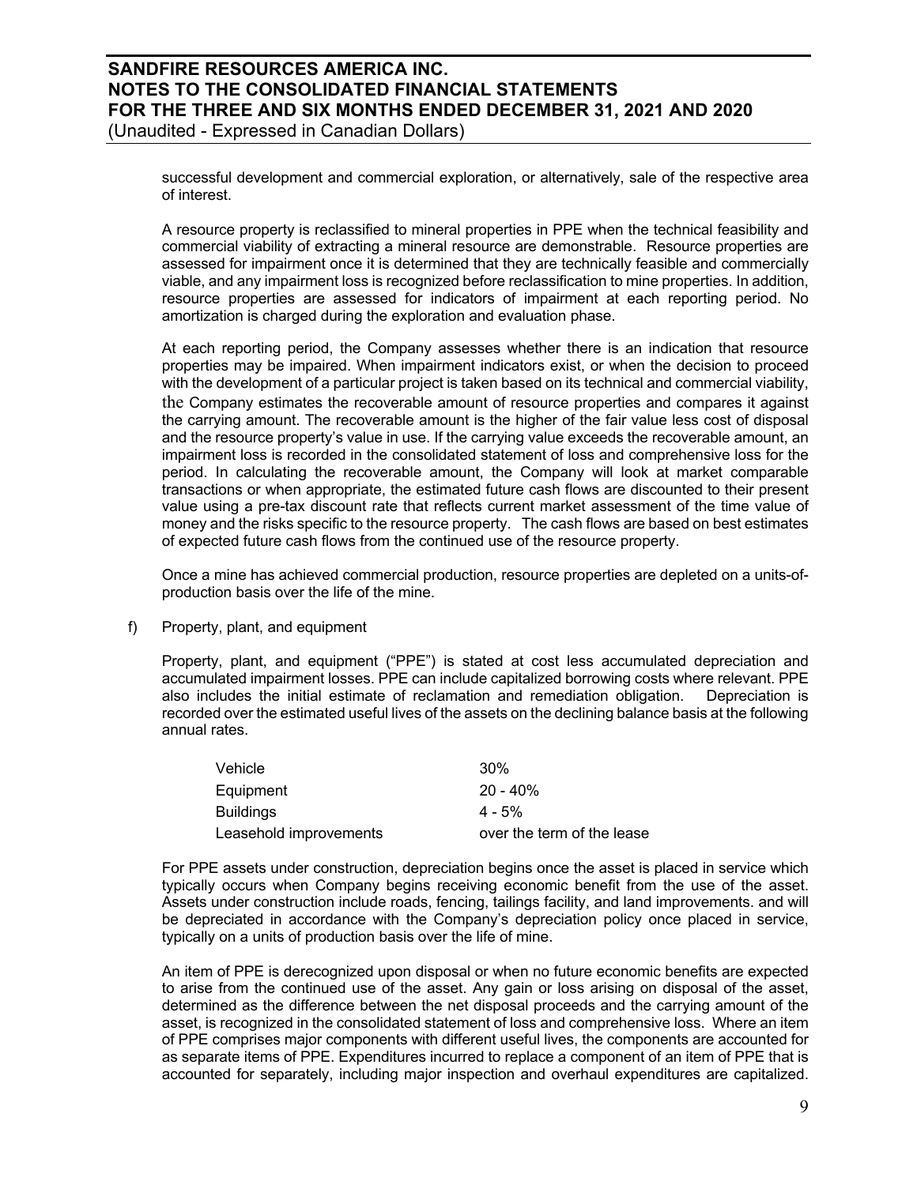successful development and commercial exploration, or alternatively, sale of the respective area of interest.

A resource property is reclassified to mineral properties in PPE when the technical feasibility and commercial viability of extracting a mineral resource are demonstrable. Resource properties are assessed for impairment once it is determined that they are technically feasible and commercially viable, and any impairment loss is recognized before reclassification to mine properties. In addition, resource properties are assessed for indicators of impairment at each reporting period. No amortization is charged during the exploration and evaluation phase.

At each reporting period, the Company assesses whether there is an indication that resource properties may be impaired. When impairment indicators exist, or when the decision to proceed with the development of a particular project is taken based on its technical and commercial viability, the Company estimates the recoverable amount of resource properties and compares it against the carrying amount. The recoverable amount is the higher of the fair value less cost of disposal and the resource property's value in use. If the carrying value exceeds the recoverable amount, an impairment loss is recorded in the consolidated statement of loss and comprehensive loss for the period. In calculating the recoverable amount, the Company will look at market comparable transactions or when appropriate, the estimated future cash flows are discounted to their present value using a pre-tax discount rate that reflects current market assessment of the time value of money and the risks specific to the resource property. The cash flows are based on best estimates of expected future cash flows from the continued use of the resource property.

Once a mine has achieved commercial production, resource properties are depleted on a units-of-production basis over the life of the mine.

f) Property, plant, and equipment

Property, plant, and equipment ("PPE") is stated at cost less accumulated depreciation and accumulated impairment losses. PPE can include capitalized borrowing costs where relevant. PPE also includes the initial estimate of reclamation and remediation obligation. Depreciation is recorded over the estimated useful lives of the assets on the declining balance basis at the following annual rates.

| | |
|---|---|
| Vehicle | 30% |
| Equipment | 20 - 40% |
| Buildings | 4 - 5% |
| Leasehold improvements | over the term of the lease |

For PPE assets under construction, depreciation begins once the asset is placed in service which typically occurs when Company begins receiving economic benefit from the use of the asset. Assets under construction include roads, fencing, tailings facility, and land improvements. and will be depreciated in accordance with the Company's depreciation policy once placed in service, typically on a units of production basis over the life of mine.

An item of PPE is derecognized upon disposal or when no future economic benefits are expected to arise from the continued use of the asset. Any gain or loss arising on disposal of the asset, determined as the difference between the net disposal proceeds and the carrying amount of the asset, is recognized in the consolidated statement of loss and comprehensive loss. Where an item of PPE comprises major components with different useful lives, the components are accounted for as separate items of PPE. Expenditures incurred to replace a component of an item of PPE that is accounted for separately, including major inspection and overhaul expenditures are capitalized.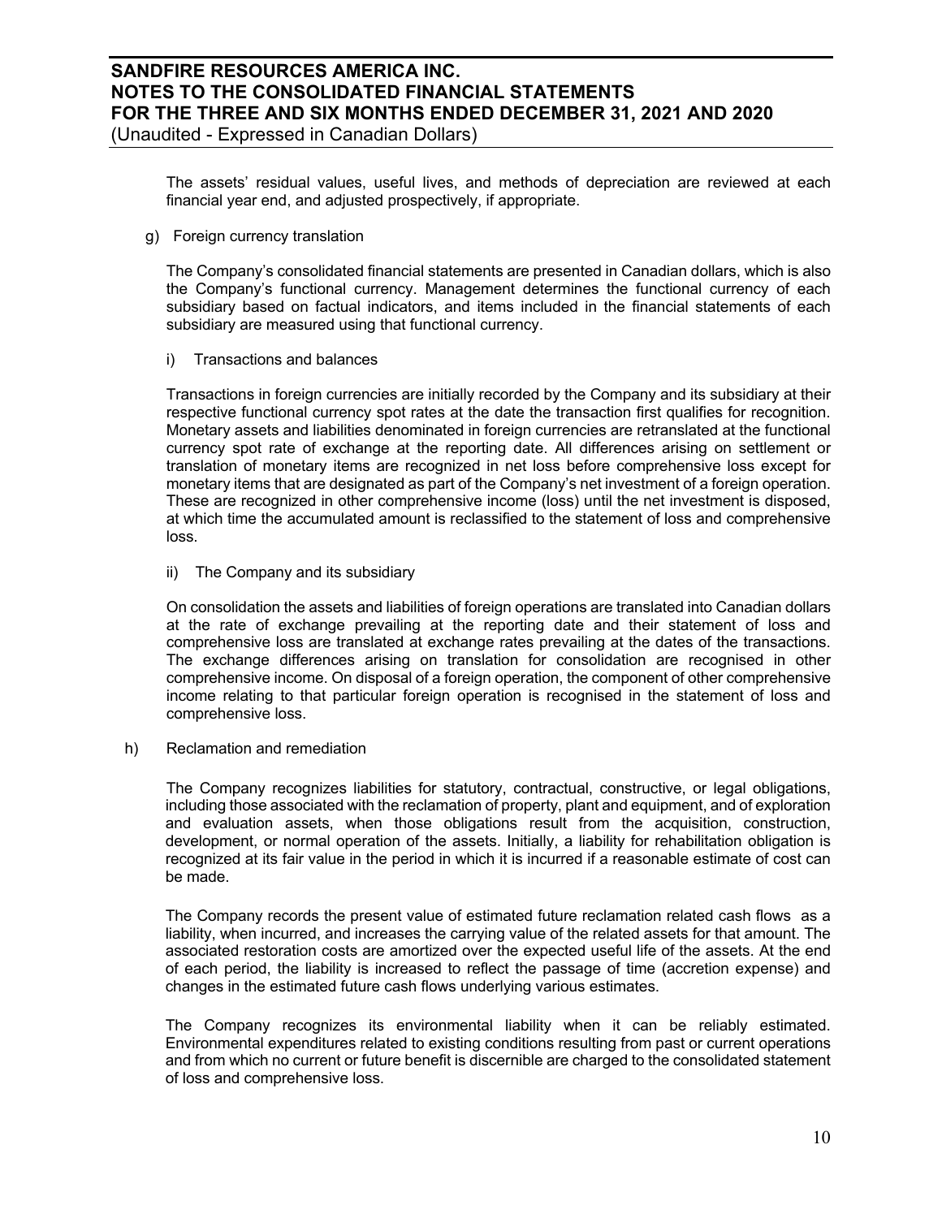The assets' residual values, useful lives, and methods of depreciation are reviewed at each financial year end, and adjusted prospectively, if appropriate.

g) Foreign currency translation

The Company's consolidated financial statements are presented in Canadian dollars, which is also the Company's functional currency. Management determines the functional currency of each subsidiary based on factual indicators, and items included in the financial statements of each subsidiary are measured using that functional currency.

i) Transactions and balances

Transactions in foreign currencies are initially recorded by the Company and its subsidiary at their respective functional currency spot rates at the date the transaction first qualifies for recognition. Monetary assets and liabilities denominated in foreign currencies are retranslated at the functional currency spot rate of exchange at the reporting date. All differences arising on settlement or translation of monetary items are recognized in net loss before comprehensive loss except for monetary items that are designated as part of the Company's net investment of a foreign operation. These are recognized in other comprehensive income (loss) until the net investment is disposed, at which time the accumulated amount is reclassified to the statement of loss and comprehensive loss.

ii) The Company and its subsidiary

On consolidation the assets and liabilities of foreign operations are translated into Canadian dollars at the rate of exchange prevailing at the reporting date and their statement of loss and comprehensive loss are translated at exchange rates prevailing at the dates of the transactions. The exchange differences arising on translation for consolidation are recognised in other comprehensive income. On disposal of a foreign operation, the component of other comprehensive income relating to that particular foreign operation is recognised in the statement of loss and comprehensive loss.

h) Reclamation and remediation

The Company recognizes liabilities for statutory, contractual, constructive, or legal obligations, including those associated with the reclamation of property, plant and equipment, and of exploration and evaluation assets, when those obligations result from the acquisition, construction, development, or normal operation of the assets. Initially, a liability for rehabilitation obligation is recognized at its fair value in the period in which it is incurred if a reasonable estimate of cost can be made.

The Company records the present value of estimated future reclamation related cash flows as a liability, when incurred, and increases the carrying value of the related assets for that amount. The associated restoration costs are amortized over the expected useful life of the assets. At the end of each period, the liability is increased to reflect the passage of time (accretion expense) and changes in the estimated future cash flows underlying various estimates.

The Company recognizes its environmental liability when it can be reliably estimated. Environmental expenditures related to existing conditions resulting from past or current operations and from which no current or future benefit is discernible are charged to the consolidated statement of loss and comprehensive loss.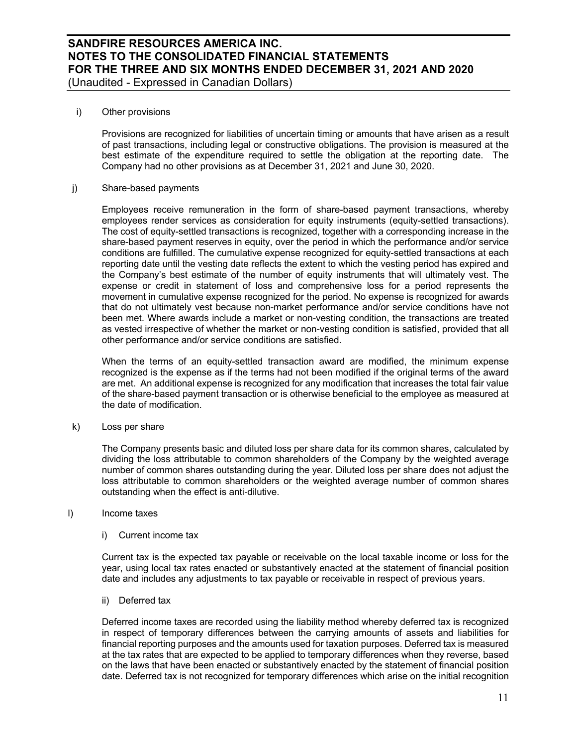i) Other provisions

Provisions are recognized for liabilities of uncertain timing or amounts that have arisen as a result of past transactions, including legal or constructive obligations. The provision is measured at the best estimate of the expenditure required to settle the obligation at the reporting date. The Company had no other provisions as at December 31, 2021 and June 30, 2020.

j) Share-based payments

Employees receive remuneration in the form of share-based payment transactions, whereby employees render services as consideration for equity instruments (equity-settled transactions). The cost of equity-settled transactions is recognized, together with a corresponding increase in the share-based payment reserves in equity, over the period in which the performance and/or service conditions are fulfilled. The cumulative expense recognized for equity-settled transactions at each reporting date until the vesting date reflects the extent to which the vesting period has expired and the Company's best estimate of the number of equity instruments that will ultimately vest. The expense or credit in statement of loss and comprehensive loss for a period represents the movement in cumulative expense recognized for the period. No expense is recognized for awards that do not ultimately vest because non-market performance and/or service conditions have not been met. Where awards include a market or non-vesting condition, the transactions are treated as vested irrespective of whether the market or non-vesting condition is satisfied, provided that all other performance and/or service conditions are satisfied.

When the terms of an equity-settled transaction award are modified, the minimum expense recognized is the expense as if the terms had not been modified if the original terms of the award are met. An additional expense is recognized for any modification that increases the total fair value of the share-based payment transaction or is otherwise beneficial to the employee as measured at the date of modification.

k) Loss per share

The Company presents basic and diluted loss per share data for its common shares, calculated by dividing the loss attributable to common shareholders of the Company by the weighted average number of common shares outstanding during the year. Diluted loss per share does not adjust the loss attributable to common shareholders or the weighted average number of common shares outstanding when the effect is anti-dilutive.

l) Income taxes

i) Current income tax

Current tax is the expected tax payable or receivable on the local taxable income or loss for the year, using local tax rates enacted or substantively enacted at the statement of financial position date and includes any adjustments to tax payable or receivable in respect of previous years.

ii) Deferred tax

Deferred income taxes are recorded using the liability method whereby deferred tax is recognized in respect of temporary differences between the carrying amounts of assets and liabilities for financial reporting purposes and the amounts used for taxation purposes. Deferred tax is measured at the tax rates that are expected to be applied to temporary differences when they reverse, based on the laws that have been enacted or substantively enacted by the statement of financial position date. Deferred tax is not recognized for temporary differences which arise on the initial recognition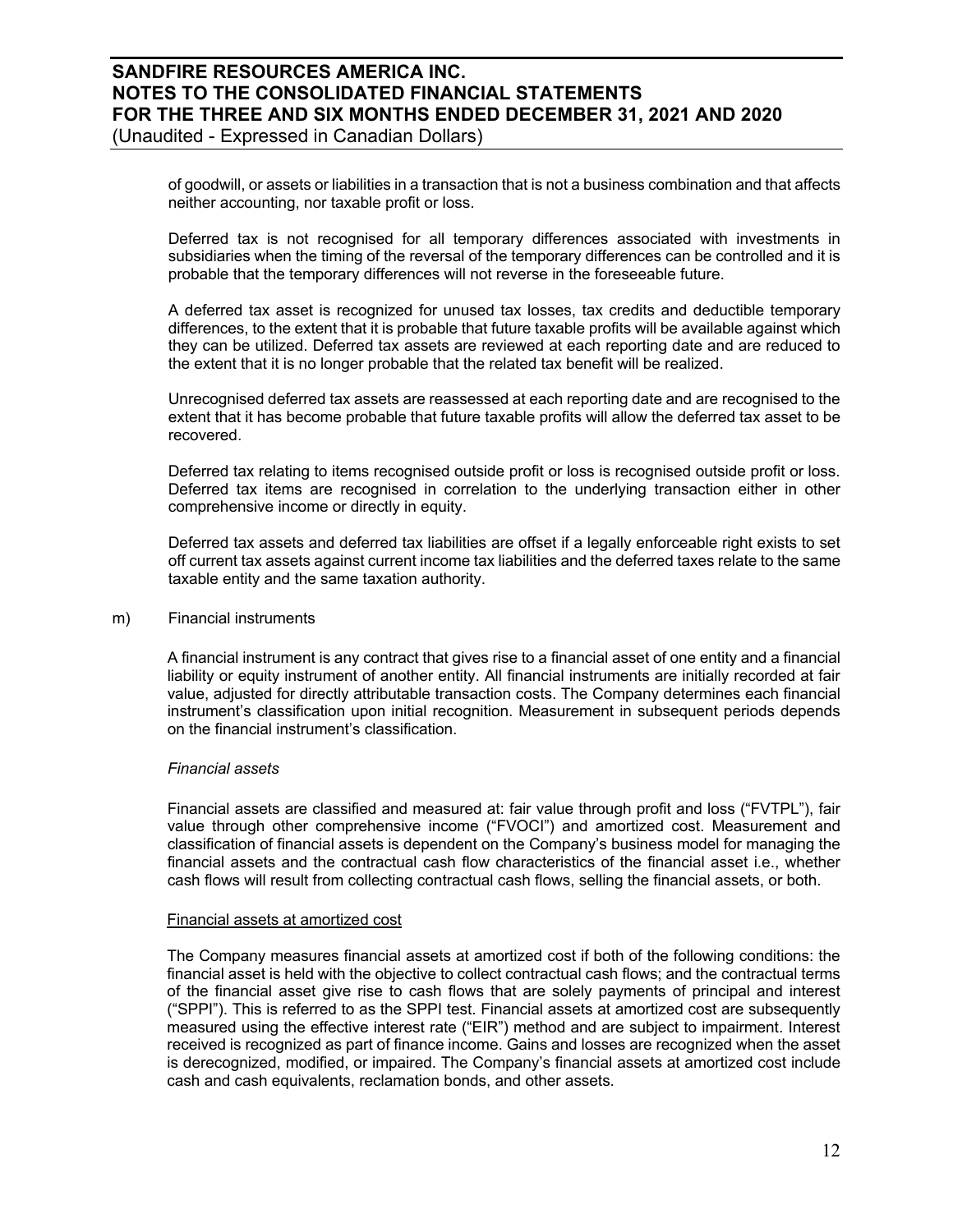of goodwill, or assets or liabilities in a transaction that is not a business combination and that affects neither accounting, nor taxable profit or loss.

Deferred tax is not recognised for all temporary differences associated with investments in subsidiaries when the timing of the reversal of the temporary differences can be controlled and it is probable that the temporary differences will not reverse in the foreseeable future.

A deferred tax asset is recognized for unused tax losses, tax credits and deductible temporary differences, to the extent that it is probable that future taxable profits will be available against which they can be utilized. Deferred tax assets are reviewed at each reporting date and are reduced to the extent that it is no longer probable that the related tax benefit will be realized.

Unrecognised deferred tax assets are reassessed at each reporting date and are recognised to the extent that it has become probable that future taxable profits will allow the deferred tax asset to be recovered.

Deferred tax relating to items recognised outside profit or loss is recognised outside profit or loss. Deferred tax items are recognised in correlation to the underlying transaction either in other comprehensive income or directly in equity.

Deferred tax assets and deferred tax liabilities are offset if a legally enforceable right exists to set off current tax assets against current income tax liabilities and the deferred taxes relate to the same taxable entity and the same taxation authority.

m) Financial instruments

A financial instrument is any contract that gives rise to a financial asset of one entity and a financial liability or equity instrument of another entity. All financial instruments are initially recorded at fair value, adjusted for directly attributable transaction costs. The Company determines each financial instrument's classification upon initial recognition. Measurement in subsequent periods depends on the financial instrument's classification.

*Financial assets*

Financial assets are classified and measured at: fair value through profit and loss ("FVTPL"), fair value through other comprehensive income ("FVOCI") and amortized cost. Measurement and classification of financial assets is dependent on the Company's business model for managing the financial assets and the contractual cash flow characteristics of the financial asset i.e., whether cash flows will result from collecting contractual cash flows, selling the financial assets, or both.

Financial assets at amortized cost

The Company measures financial assets at amortized cost if both of the following conditions: the financial asset is held with the objective to collect contractual cash flows; and the contractual terms of the financial asset give rise to cash flows that are solely payments of principal and interest ("SPPI"). This is referred to as the SPPI test. Financial assets at amortized cost are subsequently measured using the effective interest rate ("EIR") method and are subject to impairment. Interest received is recognized as part of finance income. Gains and losses are recognized when the asset is derecognized, modified, or impaired. The Company's financial assets at amortized cost include cash and cash equivalents, reclamation bonds, and other assets.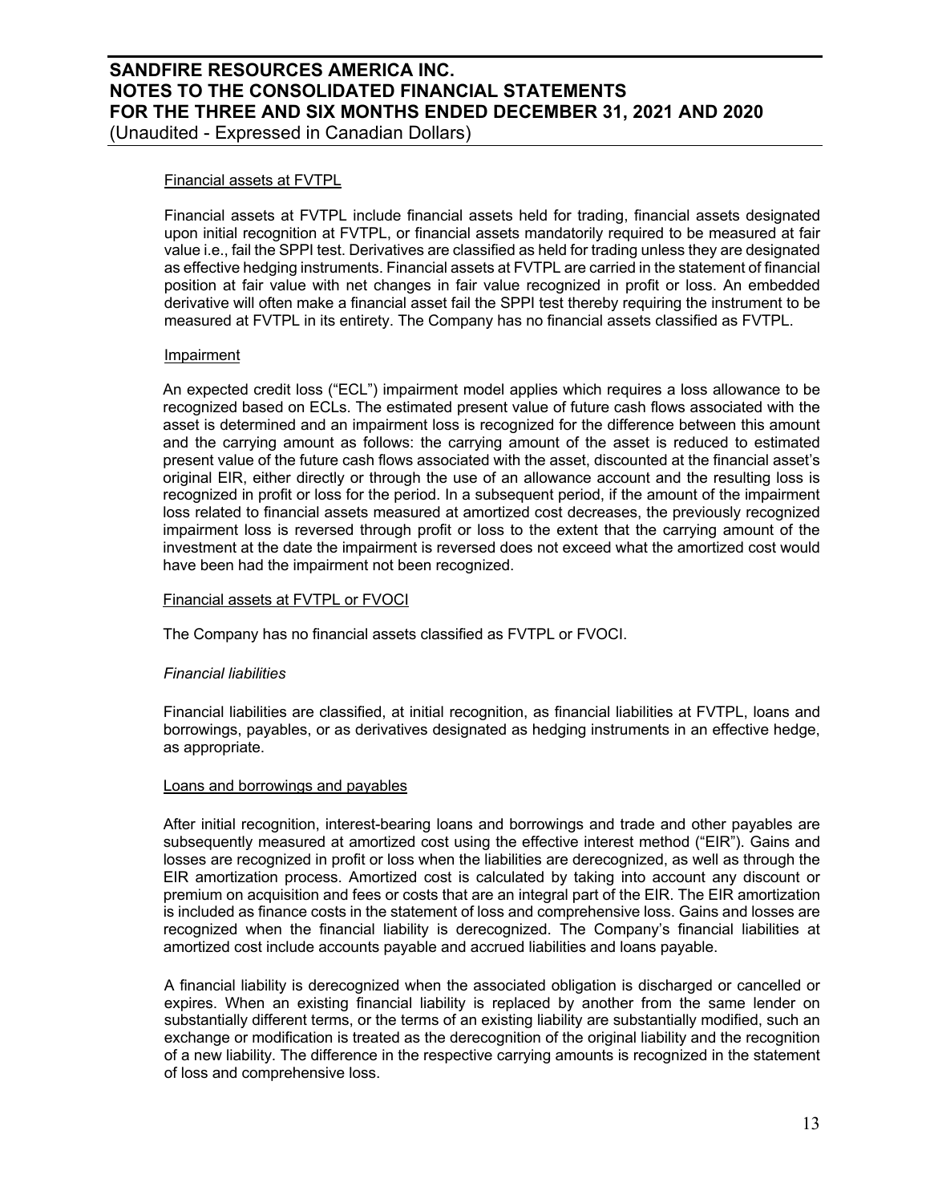Financial assets at FVTPL

Financial assets at FVTPL include financial assets held for trading, financial assets designated upon initial recognition at FVTPL, or financial assets mandatorily required to be measured at fair value i.e., fail the SPPI test. Derivatives are classified as held for trading unless they are designated as effective hedging instruments. Financial assets at FVTPL are carried in the statement of financial position at fair value with net changes in fair value recognized in profit or loss. An embedded derivative will often make a financial asset fail the SPPI test thereby requiring the instrument to be measured at FVTPL in its entirety. The Company has no financial assets classified as FVTPL.

Impairment

An expected credit loss ("ECL") impairment model applies which requires a loss allowance to be recognized based on ECLs. The estimated present value of future cash flows associated with the asset is determined and an impairment loss is recognized for the difference between this amount and the carrying amount as follows: the carrying amount of the asset is reduced to estimated present value of the future cash flows associated with the asset, discounted at the financial asset's original EIR, either directly or through the use of an allowance account and the resulting loss is recognized in profit or loss for the period. In a subsequent period, if the amount of the impairment loss related to financial assets measured at amortized cost decreases, the previously recognized impairment loss is reversed through profit or loss to the extent that the carrying amount of the investment at the date the impairment is reversed does not exceed what the amortized cost would have been had the impairment not been recognized.

Financial assets at FVTPL or FVOCI

The Company has no financial assets classified as FVTPL or FVOCI.

*Financial liabilities*

Financial liabilities are classified, at initial recognition, as financial liabilities at FVTPL, loans and borrowings, payables, or as derivatives designated as hedging instruments in an effective hedge, as appropriate.

Loans and borrowings and payables

After initial recognition, interest-bearing loans and borrowings and trade and other payables are subsequently measured at amortized cost using the effective interest method ("EIR"). Gains and losses are recognized in profit or loss when the liabilities are derecognized, as well as through the EIR amortization process. Amortized cost is calculated by taking into account any discount or premium on acquisition and fees or costs that are an integral part of the EIR. The EIR amortization is included as finance costs in the statement of loss and comprehensive loss. Gains and losses are recognized when the financial liability is derecognized. The Company's financial liabilities at amortized cost include accounts payable and accrued liabilities and loans payable.

A financial liability is derecognized when the associated obligation is discharged or cancelled or expires. When an existing financial liability is replaced by another from the same lender on substantially different terms, or the terms of an existing liability are substantially modified, such an exchange or modification is treated as the derecognition of the original liability and the recognition of a new liability. The difference in the respective carrying amounts is recognized in the statement of loss and comprehensive loss.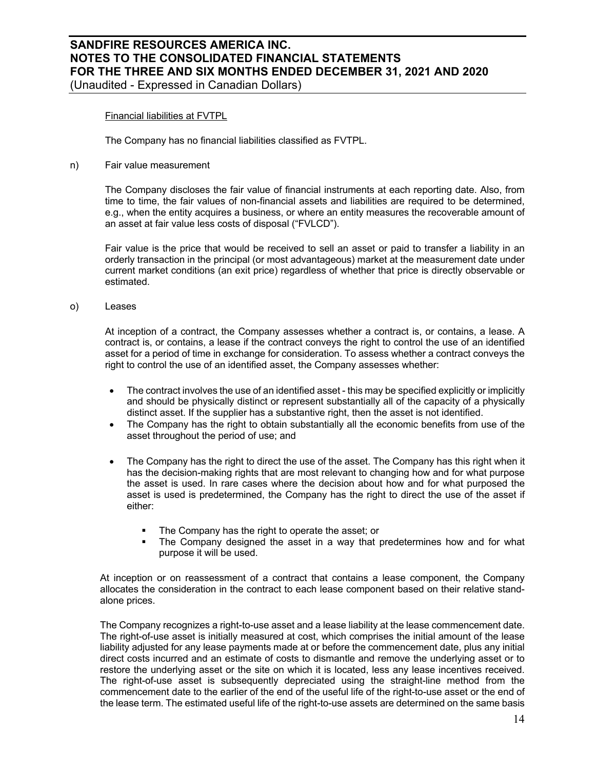Financial liabilities at FVTPL

The Company has no financial liabilities classified as FVTPL.

n) Fair value measurement

The Company discloses the fair value of financial instruments at each reporting date. Also, from time to time, the fair values of non-financial assets and liabilities are required to be determined, e.g., when the entity acquires a business, or where an entity measures the recoverable amount of an asset at fair value less costs of disposal ("FVLCD").

Fair value is the price that would be received to sell an asset or paid to transfer a liability in an orderly transaction in the principal (or most advantageous) market at the measurement date under current market conditions (an exit price) regardless of whether that price is directly observable or estimated.

o) Leases

At inception of a contract, the Company assesses whether a contract is, or contains, a lease. A contract is, or contains, a lease if the contract conveys the right to control the use of an identified asset for a period of time in exchange for consideration. To assess whether a contract conveys the right to control the use of an identified asset, the Company assesses whether:

- The contract involves the use of an identified asset - this may be specified explicitly or implicitly and should be physically distinct or represent substantially all of the capacity of a physically distinct asset. If the supplier has a substantive right, then the asset is not identified.
- The Company has the right to obtain substantially all the economic benefits from use of the asset throughout the period of use; and
- The Company has the right to direct the use of the asset. The Company has this right when it has the decision-making rights that are most relevant to changing how and for what purpose the asset is used. In rare cases where the decision about how and for what purposed the asset is used is predetermined, the Company has the right to direct the use of the asset if either:
  - The Company has the right to operate the asset; or
  - The Company designed the asset in a way that predetermines how and for what purpose it will be used.

At inception or on reassessment of a contract that contains a lease component, the Company allocates the consideration in the contract to each lease component based on their relative stand-alone prices.

The Company recognizes a right-to-use asset and a lease liability at the lease commencement date. The right-of-use asset is initially measured at cost, which comprises the initial amount of the lease liability adjusted for any lease payments made at or before the commencement date, plus any initial direct costs incurred and an estimate of costs to dismantle and remove the underlying asset or to restore the underlying asset or the site on which it is located, less any lease incentives received. The right-of-use asset is subsequently depreciated using the straight-line method from the commencement date to the earlier of the end of the useful life of the right-to-use asset or the end of the lease term. The estimated useful life of the right-to-use assets are determined on the same basis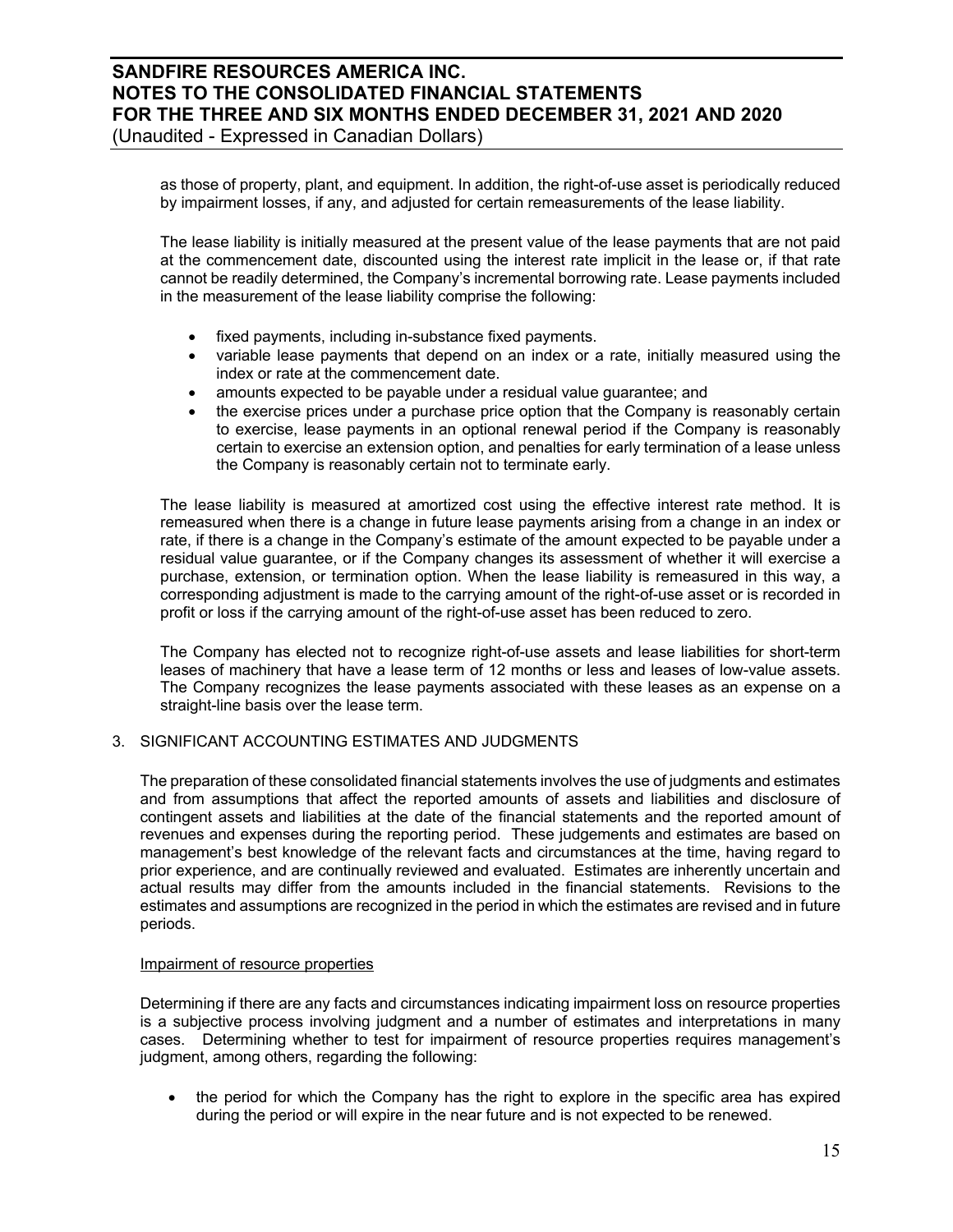as those of property, plant, and equipment. In addition, the right-of-use asset is periodically reduced by impairment losses, if any, and adjusted for certain remeasurements of the lease liability.

The lease liability is initially measured at the present value of the lease payments that are not paid at the commencement date, discounted using the interest rate implicit in the lease or, if that rate cannot be readily determined, the Company's incremental borrowing rate. Lease payments included in the measurement of the lease liability comprise the following:

- fixed payments, including in-substance fixed payments.
- variable lease payments that depend on an index or a rate, initially measured using the index or rate at the commencement date.
- amounts expected to be payable under a residual value guarantee; and
- the exercise prices under a purchase price option that the Company is reasonably certain to exercise, lease payments in an optional renewal period if the Company is reasonably certain to exercise an extension option, and penalties for early termination of a lease unless the Company is reasonably certain not to terminate early.

The lease liability is measured at amortized cost using the effective interest rate method. It is remeasured when there is a change in future lease payments arising from a change in an index or rate, if there is a change in the Company's estimate of the amount expected to be payable under a residual value guarantee, or if the Company changes its assessment of whether it will exercise a purchase, extension, or termination option. When the lease liability is remeasured in this way, a corresponding adjustment is made to the carrying amount of the right-of-use asset or is recorded in profit or loss if the carrying amount of the right-of-use asset has been reduced to zero.

The Company has elected not to recognize right-of-use assets and lease liabilities for short-term leases of machinery that have a lease term of 12 months or less and leases of low-value assets. The Company recognizes the lease payments associated with these leases as an expense on a straight-line basis over the lease term.

## 3. SIGNIFICANT ACCOUNTING ESTIMATES AND JUDGMENTS

The preparation of these consolidated financial statements involves the use of judgments and estimates and from assumptions that affect the reported amounts of assets and liabilities and disclosure of contingent assets and liabilities at the date of the financial statements and the reported amount of revenues and expenses during the reporting period. These judgements and estimates are based on management's best knowledge of the relevant facts and circumstances at the time, having regard to prior experience, and are continually reviewed and evaluated. Estimates are inherently uncertain and actual results may differ from the amounts included in the financial statements. Revisions to the estimates and assumptions are recognized in the period in which the estimates are revised and in future periods.

### Impairment of resource properties

Determining if there are any facts and circumstances indicating impairment loss on resource properties is a subjective process involving judgment and a number of estimates and interpretations in many cases. Determining whether to test for impairment of resource properties requires management's judgment, among others, regarding the following:

- the period for which the Company has the right to explore in the specific area has expired during the period or will expire in the near future and is not expected to be renewed.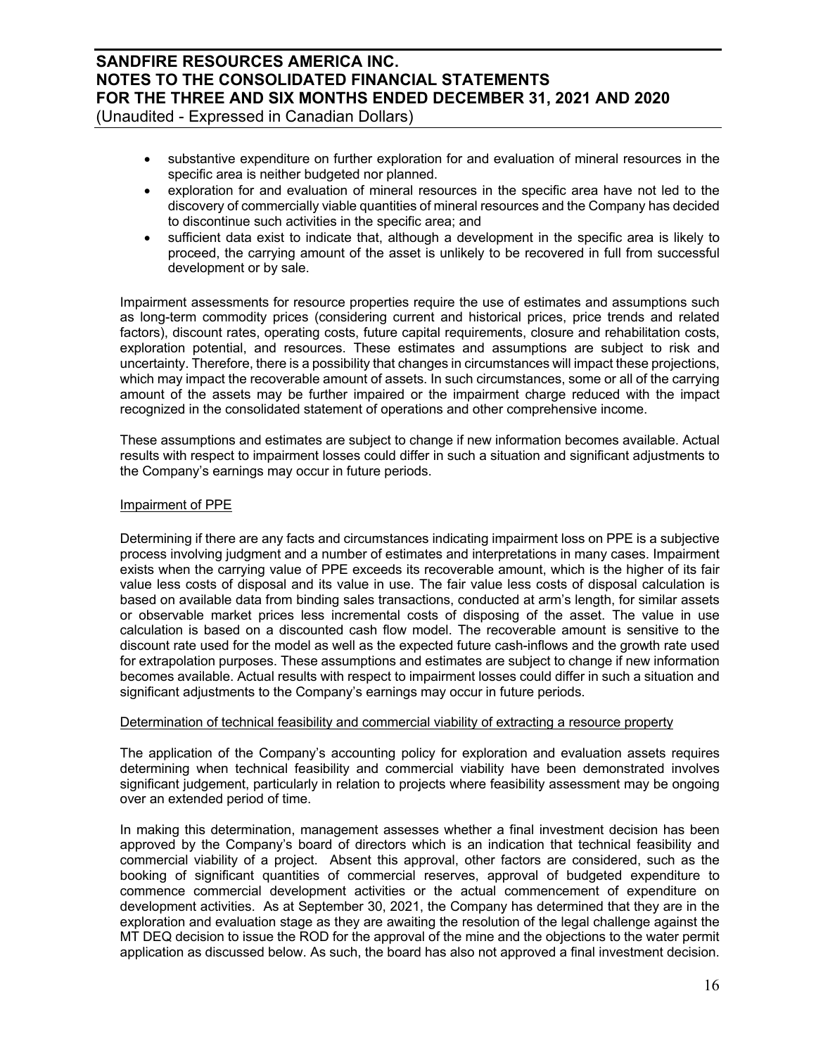- substantive expenditure on further exploration for and evaluation of mineral resources in the specific area is neither budgeted nor planned.
- exploration for and evaluation of mineral resources in the specific area have not led to the discovery of commercially viable quantities of mineral resources and the Company has decided to discontinue such activities in the specific area; and
- sufficient data exist to indicate that, although a development in the specific area is likely to proceed, the carrying amount of the asset is unlikely to be recovered in full from successful development or by sale.

Impairment assessments for resource properties require the use of estimates and assumptions such as long-term commodity prices (considering current and historical prices, price trends and related factors), discount rates, operating costs, future capital requirements, closure and rehabilitation costs, exploration potential, and resources. These estimates and assumptions are subject to risk and uncertainty. Therefore, there is a possibility that changes in circumstances will impact these projections, which may impact the recoverable amount of assets. In such circumstances, some or all of the carrying amount of the assets may be further impaired or the impairment charge reduced with the impact recognized in the consolidated statement of operations and other comprehensive income.

These assumptions and estimates are subject to change if new information becomes available. Actual results with respect to impairment losses could differ in such a situation and significant adjustments to the Company's earnings may occur in future periods.

Impairment of PPE

Determining if there are any facts and circumstances indicating impairment loss on PPE is a subjective process involving judgment and a number of estimates and interpretations in many cases. Impairment exists when the carrying value of PPE exceeds its recoverable amount, which is the higher of its fair value less costs of disposal and its value in use. The fair value less costs of disposal calculation is based on available data from binding sales transactions, conducted at arm's length, for similar assets or observable market prices less incremental costs of disposing of the asset. The value in use calculation is based on a discounted cash flow model. The recoverable amount is sensitive to the discount rate used for the model as well as the expected future cash-inflows and the growth rate used for extrapolation purposes. These assumptions and estimates are subject to change if new information becomes available. Actual results with respect to impairment losses could differ in such a situation and significant adjustments to the Company's earnings may occur in future periods.

Determination of technical feasibility and commercial viability of extracting a resource property

The application of the Company's accounting policy for exploration and evaluation assets requires determining when technical feasibility and commercial viability have been demonstrated involves significant judgement, particularly in relation to projects where feasibility assessment may be ongoing over an extended period of time.

In making this determination, management assesses whether a final investment decision has been approved by the Company's board of directors which is an indication that technical feasibility and commercial viability of a project. Absent this approval, other factors are considered, such as the booking of significant quantities of commercial reserves, approval of budgeted expenditure to commence commercial development activities or the actual commencement of expenditure on development activities. As at September 30, 2021, the Company has determined that they are in the exploration and evaluation stage as they are awaiting the resolution of the legal challenge against the MT DEQ decision to issue the ROD for the approval of the mine and the objections to the water permit application as discussed below. As such, the board has also not approved a final investment decision.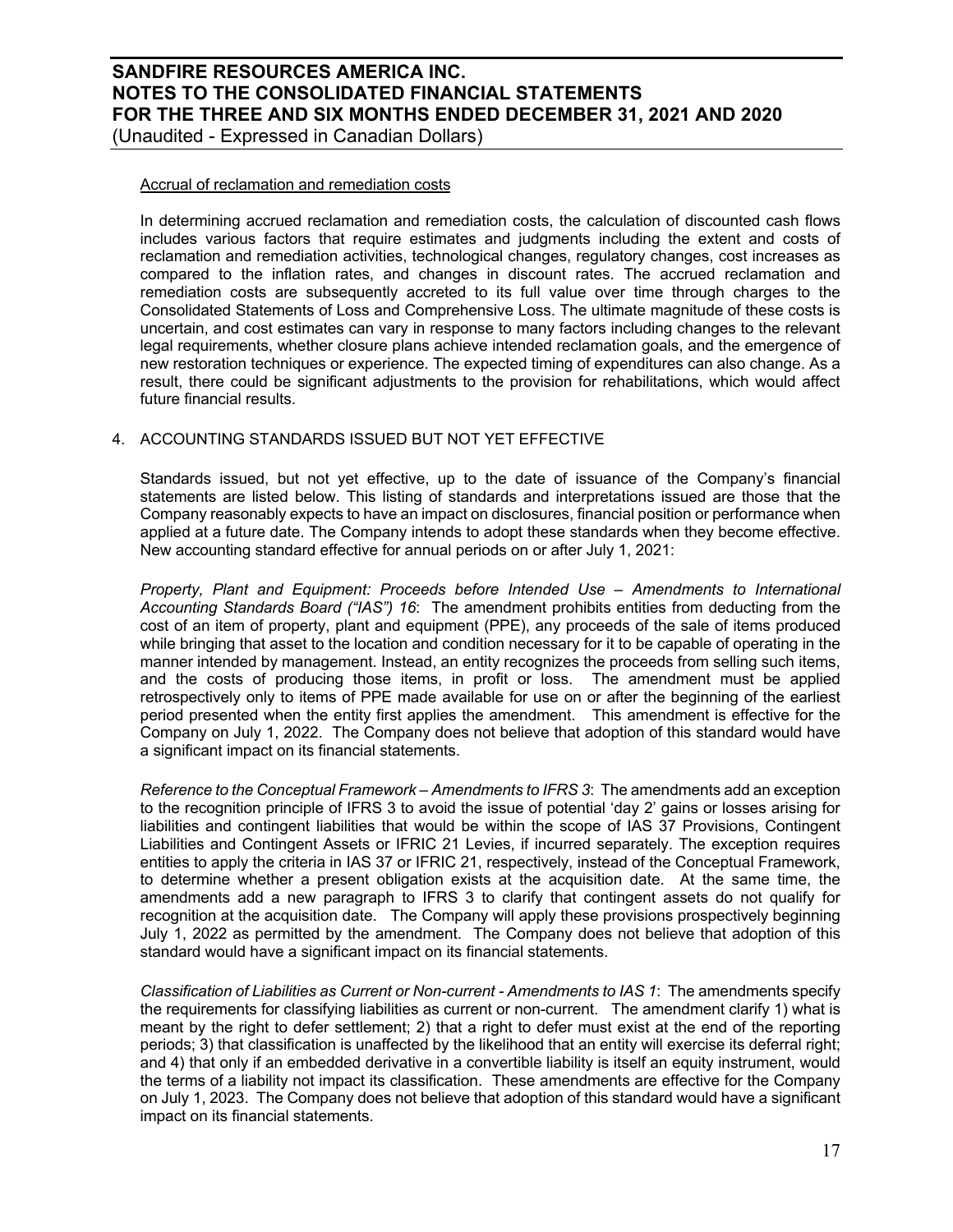Accrual of reclamation and remediation costs

In determining accrued reclamation and remediation costs, the calculation of discounted cash flows includes various factors that require estimates and judgments including the extent and costs of reclamation and remediation activities, technological changes, regulatory changes, cost increases as compared to the inflation rates, and changes in discount rates. The accrued reclamation and remediation costs are subsequently accreted to its full value over time through charges to the Consolidated Statements of Loss and Comprehensive Loss. The ultimate magnitude of these costs is uncertain, and cost estimates can vary in response to many factors including changes to the relevant legal requirements, whether closure plans achieve intended reclamation goals, and the emergence of new restoration techniques or experience. The expected timing of expenditures can also change. As a result, there could be significant adjustments to the provision for rehabilitations, which would affect future financial results.

## 4. ACCOUNTING STANDARDS ISSUED BUT NOT YET EFFECTIVE

Standards issued, but not yet effective, up to the date of issuance of the Company's financial statements are listed below. This listing of standards and interpretations issued are those that the Company reasonably expects to have an impact on disclosures, financial position or performance when applied at a future date. The Company intends to adopt these standards when they become effective. New accounting standard effective for annual periods on or after July 1, 2021:

*Property, Plant and Equipment: Proceeds before Intended Use – Amendments to International Accounting Standards Board ("IAS") 16*: The amendment prohibits entities from deducting from the cost of an item of property, plant and equipment (PPE), any proceeds of the sale of items produced while bringing that asset to the location and condition necessary for it to be capable of operating in the manner intended by management. Instead, an entity recognizes the proceeds from selling such items, and the costs of producing those items, in profit or loss. The amendment must be applied retrospectively only to items of PPE made available for use on or after the beginning of the earliest period presented when the entity first applies the amendment. This amendment is effective for the Company on July 1, 2022. The Company does not believe that adoption of this standard would have a significant impact on its financial statements.

*Reference to the Conceptual Framework – Amendments to IFRS 3*: The amendments add an exception to the recognition principle of IFRS 3 to avoid the issue of potential 'day 2' gains or losses arising for liabilities and contingent liabilities that would be within the scope of IAS 37 Provisions, Contingent Liabilities and Contingent Assets or IFRIC 21 Levies, if incurred separately. The exception requires entities to apply the criteria in IAS 37 or IFRIC 21, respectively, instead of the Conceptual Framework, to determine whether a present obligation exists at the acquisition date. At the same time, the amendments add a new paragraph to IFRS 3 to clarify that contingent assets do not qualify for recognition at the acquisition date. The Company will apply these provisions prospectively beginning July 1, 2022 as permitted by the amendment. The Company does not believe that adoption of this standard would have a significant impact on its financial statements.

*Classification of Liabilities as Current or Non-current - Amendments to IAS 1*: The amendments specify the requirements for classifying liabilities as current or non-current. The amendment clarify 1) what is meant by the right to defer settlement; 2) that a right to defer must exist at the end of the reporting periods; 3) that classification is unaffected by the likelihood that an entity will exercise its deferral right; and 4) that only if an embedded derivative in a convertible liability is itself an equity instrument, would the terms of a liability not impact its classification. These amendments are effective for the Company on July 1, 2023. The Company does not believe that adoption of this standard would have a significant impact on its financial statements.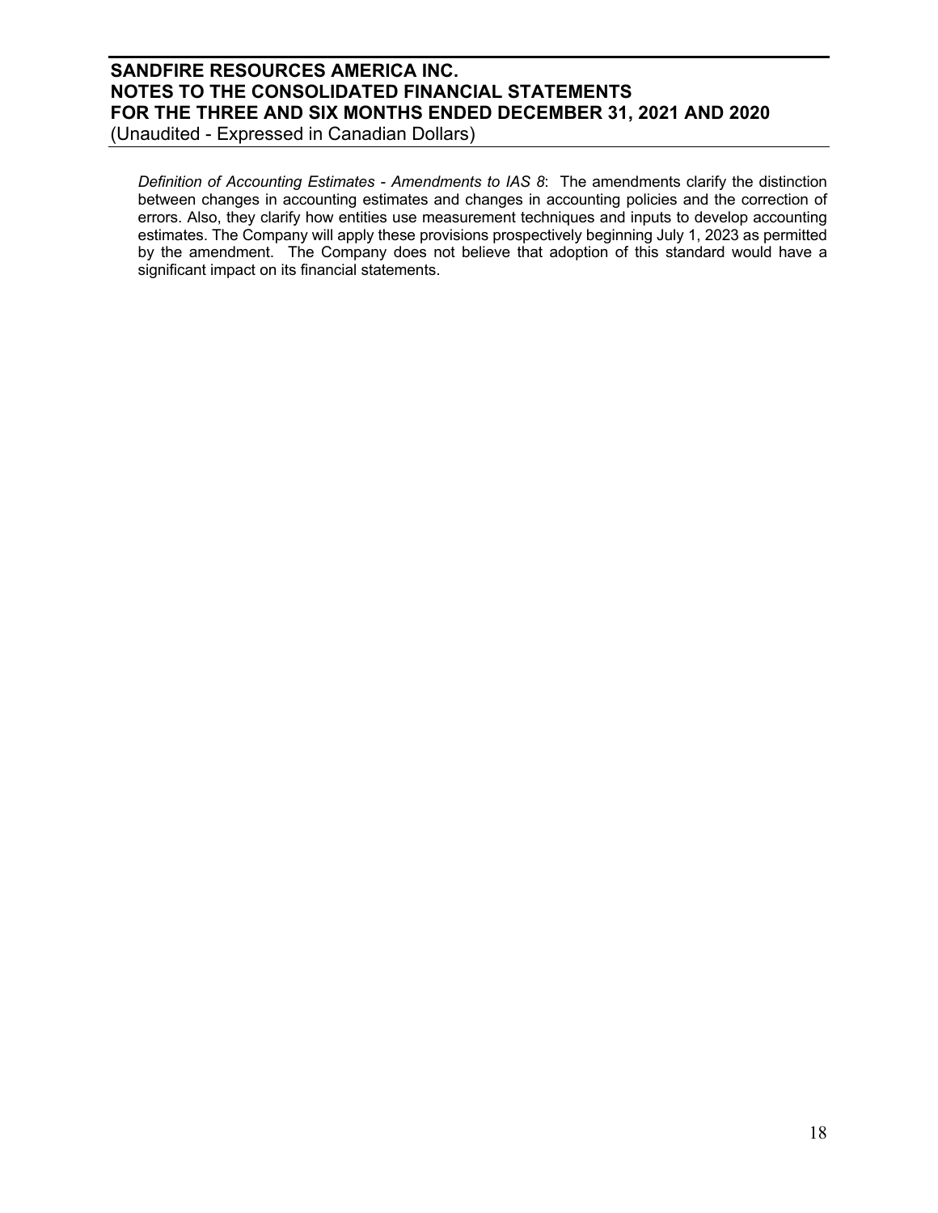*Definition of Accounting Estimates - Amendments to IAS 8*: The amendments clarify the distinction between changes in accounting estimates and changes in accounting policies and the correction of errors. Also, they clarify how entities use measurement techniques and inputs to develop accounting estimates. The Company will apply these provisions prospectively beginning July 1, 2023 as permitted by the amendment. The Company does not believe that adoption of this standard would have a significant impact on its financial statements.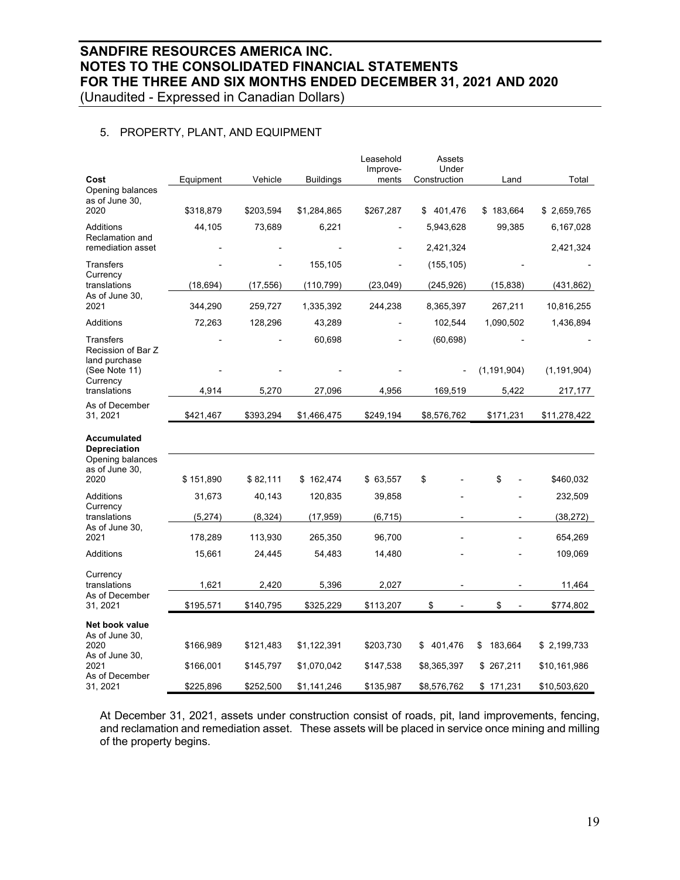# SANDFIRE RESOURCES AMERICA INC.
# NOTES TO THE CONSOLIDATED FINANCIAL STATEMENTS
# FOR THE THREE AND SIX MONTHS ENDED DECEMBER 31, 2021 AND 2020

(Unaudited - Expressed in Canadian Dollars)

## 5. PROPERTY, PLANT, AND EQUIPMENT

| Cost | Equipment | Vehicle | Buildings | Leasehold Improvements | Assets Under Construction | Land | Total |
|---|---|---|---|---|---|---|---|
| Opening balances as of June 30, 2020 | $318,879 | $203,594 | $1,284,865 | $267,287 | $ 401,476 | $ 183,664 | $ 2,659,765 |
| Additions | 44,105 | 73,689 | 6,221 | - | 5,943,628 | 99,385 | 6,167,028 |
| Reclamation and remediation asset | - | - | - | - | 2,421,324 | | 2,421,324 |
| Transfers | - | - | 155,105 | - | (155,105) | - | - |
| Currency translations | (18,694) | (17,556) | (110,799) | (23,049) | (245,926) | (15,838) | (431,862) |
| As of June 30, 2021 | 344,290 | 259,727 | 1,335,392 | 244,238 | 8,365,397 | 267,211 | 10,816,255 |
| Additions | 72,263 | 128,296 | 43,289 | - | 102,544 | 1,090,502 | 1,436,894 |
| Transfers | - | - | 60,698 | - | (60,698) | - | - |
| Recission of Bar Z land purchase (See Note 11) | - | - | - | - | - | (1,191,904) | (1,191,904) |
| Currency translations | 4,914 | 5,270 | 27,096 | 4,956 | 169,519 | 5,422 | 217,177 |
| As of December 31, 2021 | $421,467 | $393,294 | $1,466,475 | $249,194 | $8,576,762 | $171,231 | $11,278,422 |
| **Accumulated Depreciation** | | | | | | | |
| Opening balances as of June 30, 2020 | $ 151,890 | $ 82,111 | $ 162,474 | $ 63,557 | $ - | $ - | $460,032 |
| Additions | 31,673 | 40,143 | 120,835 | 39,858 | - | - | 232,509 |
| Currency translations | (5,274) | (8,324) | (17,959) | (6,715) | - | - | (38,272) |
| As of June 30, 2021 | 178,289 | 113,930 | 265,350 | 96,700 | - | - | 654,269 |
| Additions | 15,661 | 24,445 | 54,483 | 14,480 | - | - | 109,069 |
| Currency translations | 1,621 | 2,420 | 5,396 | 2,027 | - | - | 11,464 |
| As of December 31, 2021 | $195,571 | $140,795 | $325,229 | $113,207 | $ - | $ - | $774,802 |
| **Net book value** | | | | | | | |
| As of June 30, 2020 | $166,989 | $121,483 | $1,122,391 | $203,730 | $ 401,476 | $ 183,664 | $ 2,199,733 |
| As of June 30, 2021 | $166,001 | $145,797 | $1,070,042 | $147,538 | $8,365,397 | $ 267,211 | $10,161,986 |
| As of December 31, 2021 | $225,896 | $252,500 | $1,141,246 | $135,987 | $8,576,762 | $ 171,231 | $10,503,620 |

At December 31, 2021, assets under construction consist of roads, pit, land improvements, fencing, and reclamation and remediation asset. These assets will be placed in service once mining and milling of the property begins.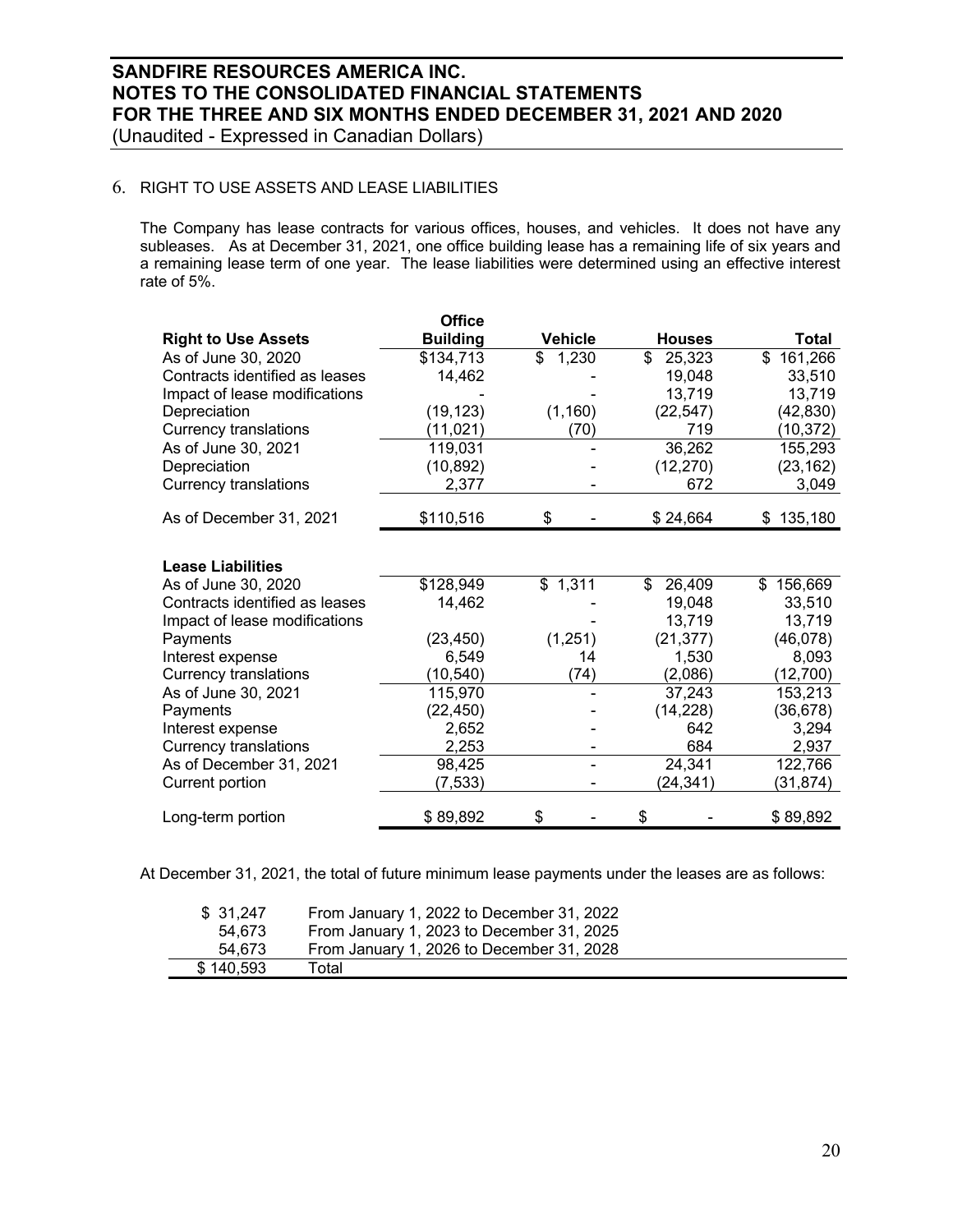**SANDFIRE RESOURCES AMERICA INC.**
**NOTES TO THE CONSOLIDATED FINANCIAL STATEMENTS**
**FOR THE THREE AND SIX MONTHS ENDED DECEMBER 31, 2021 AND 2020**
(Unaudited - Expressed in Canadian Dollars)

6. RIGHT TO USE ASSETS AND LEASE LIABILITIES

The Company has lease contracts for various offices, houses, and vehicles. It does not have any subleases. As at December 31, 2021, one office building lease has a remaining life of six years and a remaining lease term of one year. The lease liabilities were determined using an effective interest rate of 5%.

| **Right to Use Assets** | **Office Building** | **Vehicle** | **Houses** | **Total** |
|---|---|---|---|---|
| As of June 30, 2020 | $134,713 | $ 1,230 | $ 25,323 | $ 161,266 |
| Contracts identified as leases | 14,462 | - | 19,048 | 33,510 |
| Impact of lease modifications | - | - | 13,719 | 13,719 |
| Depreciation | (19,123) | (1,160) | (22,547) | (42,830) |
| Currency translations | (11,021) | (70) | 719 | (10,372) |
| As of June 30, 2021 | 119,031 | - | 36,262 | 155,293 |
| Depreciation | (10,892) | - | (12,270) | (23,162) |
| Currency translations | 2,377 | - | 672 | 3,049 |
| As of December 31, 2021 | $110,516 | $ - | $ 24,664 | $ 135,180 |

| **Lease Liabilities** | **Office Building** | **Vehicle** | **Houses** | **Total** |
|---|---|---|---|---|
| As of June 30, 2020 | $128,949 | $ 1,311 | $ 26,409 | $ 156,669 |
| Contracts identified as leases | 14,462 | - | 19,048 | 33,510 |
| Impact of lease modifications | - | - | 13,719 | 13,719 |
| Payments | (23,450) | (1,251) | (21,377) | (46,078) |
| Interest expense | 6,549 | 14 | 1,530 | 8,093 |
| Currency translations | (10,540) | (74) | (2,086) | (12,700) |
| As of June 30, 2021 | 115,970 | - | 37,243 | 153,213 |
| Payments | (22,450) | - | (14,228) | (36,678) |
| Interest expense | 2,652 | - | 642 | 3,294 |
| Currency translations | 2,253 | - | 684 | 2,937 |
| As of December 31, 2021 | 98,425 | - | 24,341 | 122,766 |
| Current portion | (7,533) | - | (24,341) | (31,874) |
| Long-term portion | $ 89,892 | $ - | $ - | $ 89,892 |

At December 31, 2021, the total of future minimum lease payments under the leases are as follows:

| | |
|---|---|
| $ 31,247 | From January 1, 2022 to December 31, 2022 |
| 54,673 | From January 1, 2023 to December 31, 2025 |
| 54,673 | From January 1, 2026 to December 31, 2028 |
| $ 140,593 | Total |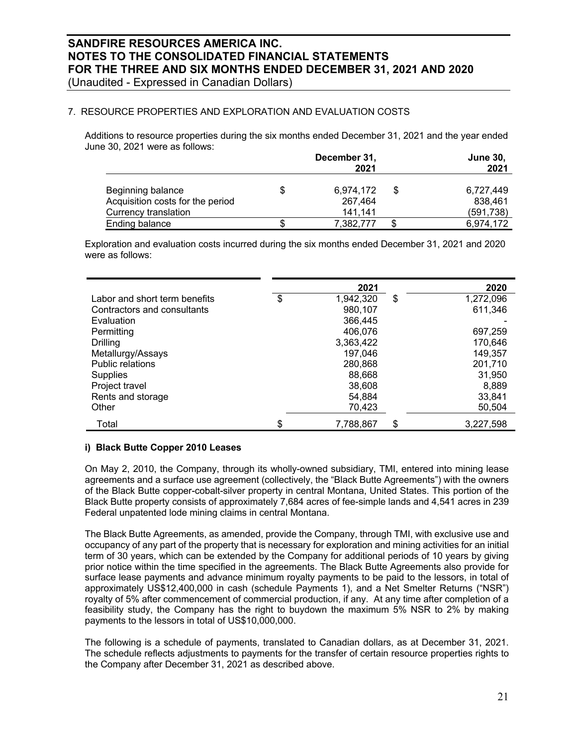## 7. RESOURCE PROPERTIES AND EXPLORATION AND EVALUATION COSTS

Additions to resource properties during the six months ended December 31, 2021 and the year ended June 30, 2021 were as follows:

| | December 31, 2021 | June 30, 2021 |
|---|---|---|
| Beginning balance | $ 6,974,172 | $ 6,727,449 |
| Acquisition costs for the period | 267,464 | 838,461 |
| Currency translation | 141,141 | (591,738) |
| Ending balance | $ 7,382,777 | $ 6,974,172 |

Exploration and evaluation costs incurred during the six months ended December 31, 2021 and 2020 were as follows:

| | 2021 | 2020 |
|---|---|---|
| Labor and short term benefits | $ 1,942,320 | $ 1,272,096 |
| Contractors and consultants | 980,107 | 611,346 |
| Evaluation | 366,445 | - |
| Permitting | 406,076 | 697,259 |
| Drilling | 3,363,422 | 170,646 |
| Metallurgy/Assays | 197,046 | 149,357 |
| Public relations | 280,868 | 201,710 |
| Supplies | 88,668 | 31,950 |
| Project travel | 38,608 | 8,889 |
| Rents and storage | 54,884 | 33,841 |
| Other | 70,423 | 50,504 |
| Total | $ 7,788,867 | $ 3,227,598 |

### i) Black Butte Copper 2010 Leases

On May 2, 2010, the Company, through its wholly-owned subsidiary, TMI, entered into mining lease agreements and a surface use agreement (collectively, the "Black Butte Agreements") with the owners of the Black Butte copper-cobalt-silver property in central Montana, United States. This portion of the Black Butte property consists of approximately 7,684 acres of fee-simple lands and 4,541 acres in 239 Federal unpatented lode mining claims in central Montana.

The Black Butte Agreements, as amended, provide the Company, through TMI, with exclusive use and occupancy of any part of the property that is necessary for exploration and mining activities for an initial term of 30 years, which can be extended by the Company for additional periods of 10 years by giving prior notice within the time specified in the agreements. The Black Butte Agreements also provide for surface lease payments and advance minimum royalty payments to be paid to the lessors, in total of approximately US$12,400,000 in cash (schedule Payments 1), and a Net Smelter Returns ("NSR") royalty of 5% after commencement of commercial production, if any. At any time after completion of a feasibility study, the Company has the right to buydown the maximum 5% NSR to 2% by making payments to the lessors in total of US$10,000,000.

The following is a schedule of payments, translated to Canadian dollars, as at December 31, 2021. The schedule reflects adjustments to payments for the transfer of certain resource properties rights to the Company after December 31, 2021 as described above.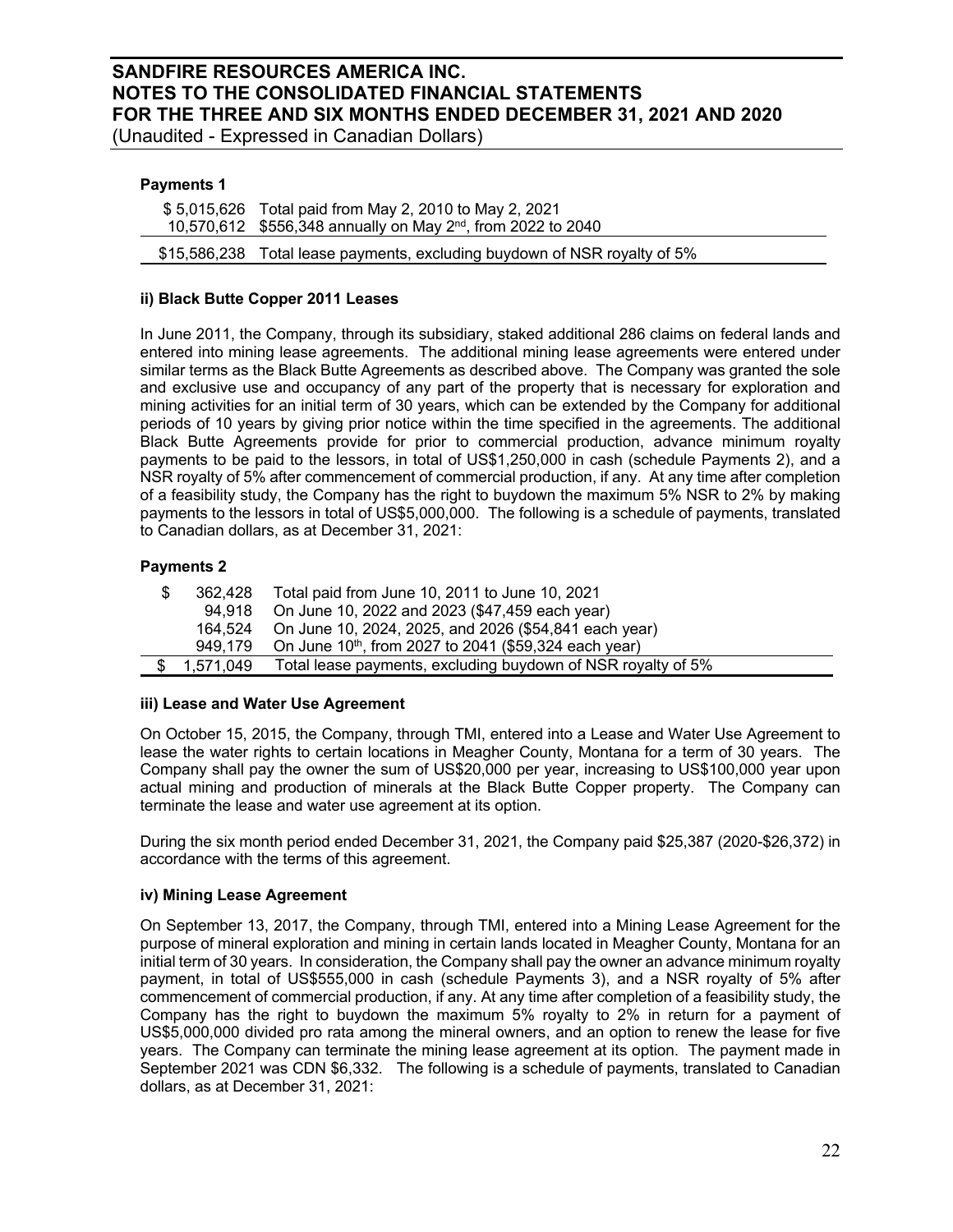**Payments 1**

| | |
|---|---|
| $ 5,015,626 | Total paid from May 2, 2010 to May 2, 2021 |
| 10,570,612 | $556,348 annually on May 2nd, from 2022 to 2040 |
| $15,586,238 | Total lease payments, excluding buydown of NSR royalty of 5% |

**ii) Black Butte Copper 2011 Leases**

In June 2011, the Company, through its subsidiary, staked additional 286 claims on federal lands and entered into mining lease agreements. The additional mining lease agreements were entered under similar terms as the Black Butte Agreements as described above. The Company was granted the sole and exclusive use and occupancy of any part of the property that is necessary for exploration and mining activities for an initial term of 30 years, which can be extended by the Company for additional periods of 10 years by giving prior notice within the time specified in the agreements. The additional Black Butte Agreements provide for prior to commercial production, advance minimum royalty payments to be paid to the lessors, in total of US$1,250,000 in cash (schedule Payments 2), and a NSR royalty of 5% after commencement of commercial production, if any. At any time after completion of a feasibility study, the Company has the right to buydown the maximum 5% NSR to 2% by making payments to the lessors in total of US$5,000,000. The following is a schedule of payments, translated to Canadian dollars, as at December 31, 2021:

**Payments 2**

| | |
|---|---|
| $ 362,428 | Total paid from June 10, 2011 to June 10, 2021 |
| 94,918 | On June 10, 2022 and 2023 ($47,459 each year) |
| 164,524 | On June 10, 2024, 2025, and 2026 ($54,841 each year) |
| 949,179 | On June 10th, from 2027 to 2041 ($59,324 each year) |
| $ 1,571,049 | Total lease payments, excluding buydown of NSR royalty of 5% |

**iii) Lease and Water Use Agreement**

On October 15, 2015, the Company, through TMI, entered into a Lease and Water Use Agreement to lease the water rights to certain locations in Meagher County, Montana for a term of 30 years. The Company shall pay the owner the sum of US$20,000 per year, increasing to US$100,000 year upon actual mining and production of minerals at the Black Butte Copper property. The Company can terminate the lease and water use agreement at its option.

During the six month period ended December 31, 2021, the Company paid $25,387 (2020-$26,372) in accordance with the terms of this agreement.

**iv) Mining Lease Agreement**

On September 13, 2017, the Company, through TMI, entered into a Mining Lease Agreement for the purpose of mineral exploration and mining in certain lands located in Meagher County, Montana for an initial term of 30 years. In consideration, the Company shall pay the owner an advance minimum royalty payment, in total of US$555,000 in cash (schedule Payments 3), and a NSR royalty of 5% after commencement of commercial production, if any. At any time after completion of a feasibility study, the Company has the right to buydown the maximum 5% royalty to 2% in return for a payment of US$5,000,000 divided pro rata among the mineral owners, and an option to renew the lease for five years. The Company can terminate the mining lease agreement at its option. The payment made in September 2021 was CDN $6,332. The following is a schedule of payments, translated to Canadian dollars, as at December 31, 2021: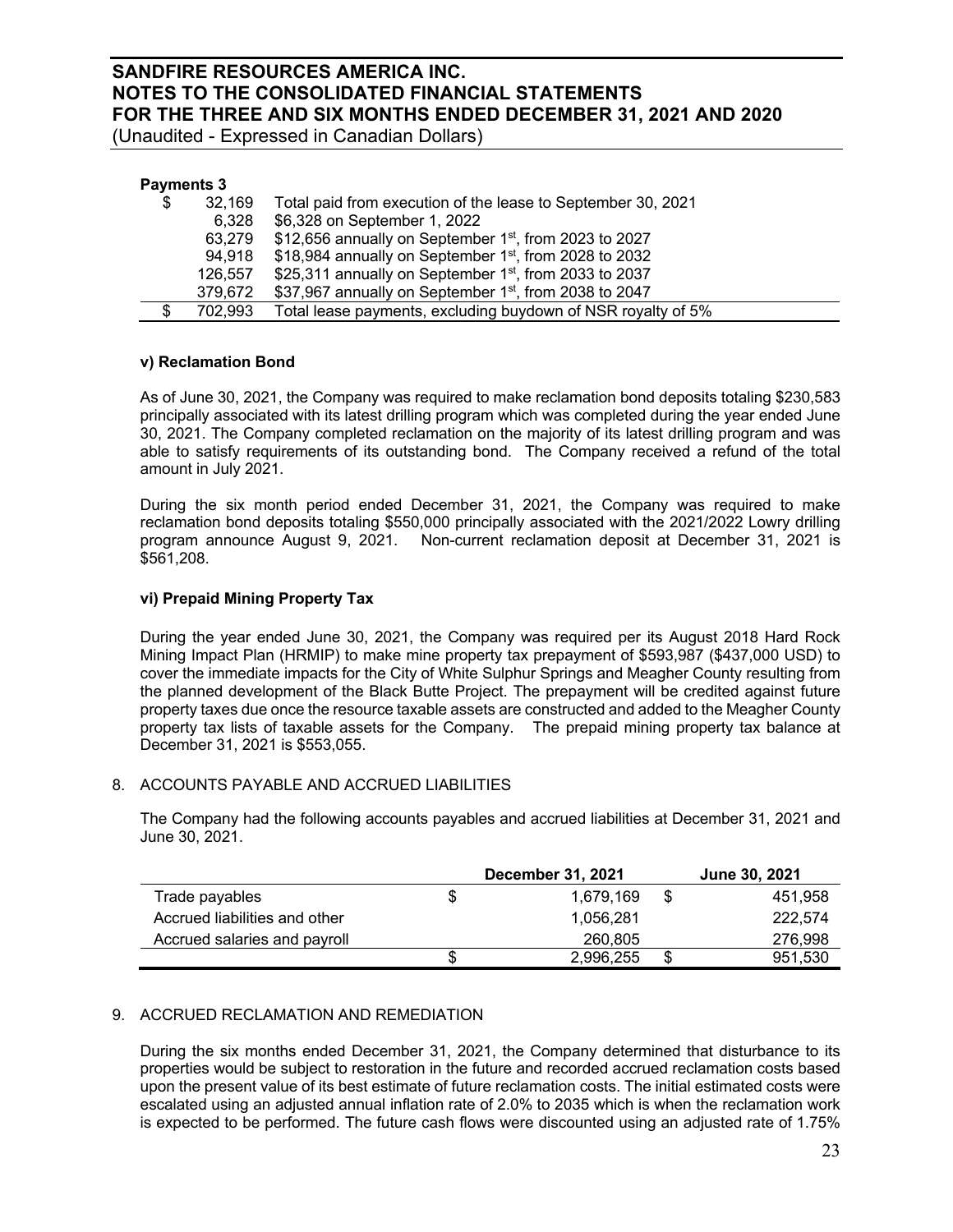**Payments 3**

| | | |
|---|---|---|
| $ | 32,169 | Total paid from execution of the lease to September 30, 2021 |
| | 6,328 | $6,328 on September 1, 2022 |
| | 63,279 | $12,656 annually on September 1st, from 2023 to 2027 |
| | 94,918 | $18,984 annually on September 1st, from 2028 to 2032 |
| | 126,557 | $25,311 annually on September 1st, from 2033 to 2037 |
| | 379,672 | $37,967 annually on September 1st, from 2038 to 2047 |
| $ | 702,993 | Total lease payments, excluding buydown of NSR royalty of 5% |

**v) Reclamation Bond**

As of June 30, 2021, the Company was required to make reclamation bond deposits totaling $230,583 principally associated with its latest drilling program which was completed during the year ended June 30, 2021. The Company completed reclamation on the majority of its latest drilling program and was able to satisfy requirements of its outstanding bond. The Company received a refund of the total amount in July 2021.

During the six month period ended December 31, 2021, the Company was required to make reclamation bond deposits totaling $550,000 principally associated with the 2021/2022 Lowry drilling program announce August 9, 2021. Non-current reclamation deposit at December 31, 2021 is $561,208.

**vi) Prepaid Mining Property Tax**

During the year ended June 30, 2021, the Company was required per its August 2018 Hard Rock Mining Impact Plan (HRMIP) to make mine property tax prepayment of $593,987 ($437,000 USD) to cover the immediate impacts for the City of White Sulphur Springs and Meagher County resulting from the planned development of the Black Butte Project. The prepayment will be credited against future property taxes due once the resource taxable assets are constructed and added to the Meagher County property tax lists of taxable assets for the Company. The prepaid mining property tax balance at December 31, 2021 is $553,055.

8. ACCOUNTS PAYABLE AND ACCRUED LIABILITIES

The Company had the following accounts payables and accrued liabilities at December 31, 2021 and June 30, 2021.

| | December 31, 2021 | June 30, 2021 |
|---|---|---|
| Trade payables | $ 1,679,169 | $ 451,958 |
| Accrued liabilities and other | 1,056,281 | 222,574 |
| Accrued salaries and payroll | 260,805 | 276,998 |
| | $ 2,996,255 | $ 951,530 |

9. ACCRUED RECLAMATION AND REMEDIATION

During the six months ended December 31, 2021, the Company determined that disturbance to its properties would be subject to restoration in the future and recorded accrued reclamation costs based upon the present value of its best estimate of future reclamation costs. The initial estimated costs were escalated using an adjusted annual inflation rate of 2.0% to 2035 which is when the reclamation work is expected to be performed. The future cash flows were discounted using an adjusted rate of 1.75%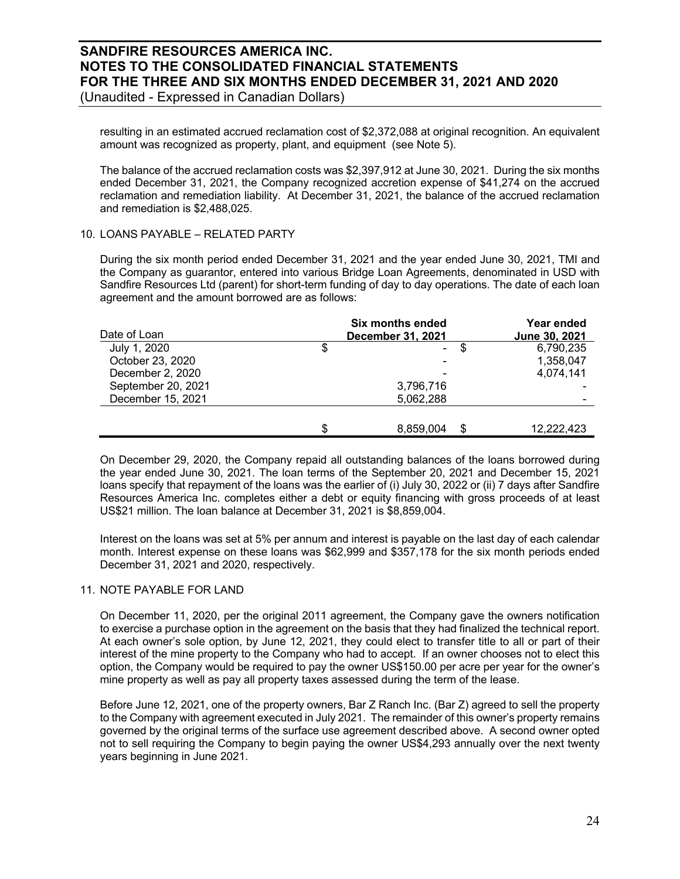resulting in an estimated accrued reclamation cost of $2,372,088 at original recognition. An equivalent amount was recognized as property, plant, and equipment (see Note 5).

The balance of the accrued reclamation costs was $2,397,912 at June 30, 2021. During the six months ended December 31, 2021, the Company recognized accretion expense of $41,274 on the accrued reclamation and remediation liability. At December 31, 2021, the balance of the accrued reclamation and remediation is $2,488,025.

## 10. LOANS PAYABLE – RELATED PARTY

During the six month period ended December 31, 2021 and the year ended June 30, 2021, TMI and the Company as guarantor, entered into various Bridge Loan Agreements, denominated in USD with Sandfire Resources Ltd (parent) for short-term funding of day to day operations. The date of each loan agreement and the amount borrowed are as follows:

| Date of Loan | Six months ended December 31, 2021 | Year ended June 30, 2021 |
|---|---|---|
| July 1, 2020 | $ - | $ 6,790,235 |
| October 23, 2020 | - | 1,358,047 |
| December 2, 2020 | - | 4,074,141 |
| September 20, 2021 | 3,796,716 | - |
| December 15, 2021 | 5,062,288 | - |
| | $ 8,859,004 | $ 12,222,423 |

On December 29, 2020, the Company repaid all outstanding balances of the loans borrowed during the year ended June 30, 2021. The loan terms of the September 20, 2021 and December 15, 2021 loans specify that repayment of the loans was the earlier of (i) July 30, 2022 or (ii) 7 days after Sandfire Resources America Inc. completes either a debt or equity financing with gross proceeds of at least US$21 million. The loan balance at December 31, 2021 is $8,859,004.

Interest on the loans was set at 5% per annum and interest is payable on the last day of each calendar month. Interest expense on these loans was $62,999 and $357,178 for the six month periods ended December 31, 2021 and 2020, respectively.

## 11. NOTE PAYABLE FOR LAND

On December 11, 2020, per the original 2011 agreement, the Company gave the owners notification to exercise a purchase option in the agreement on the basis that they had finalized the technical report. At each owner's sole option, by June 12, 2021, they could elect to transfer title to all or part of their interest of the mine property to the Company who had to accept. If an owner chooses not to elect this option, the Company would be required to pay the owner US$150.00 per acre per year for the owner's mine property as well as pay all property taxes assessed during the term of the lease.

Before June 12, 2021, one of the property owners, Bar Z Ranch Inc. (Bar Z) agreed to sell the property to the Company with agreement executed in July 2021. The remainder of this owner's property remains governed by the original terms of the surface use agreement described above. A second owner opted not to sell requiring the Company to begin paying the owner US$4,293 annually over the next twenty years beginning in June 2021.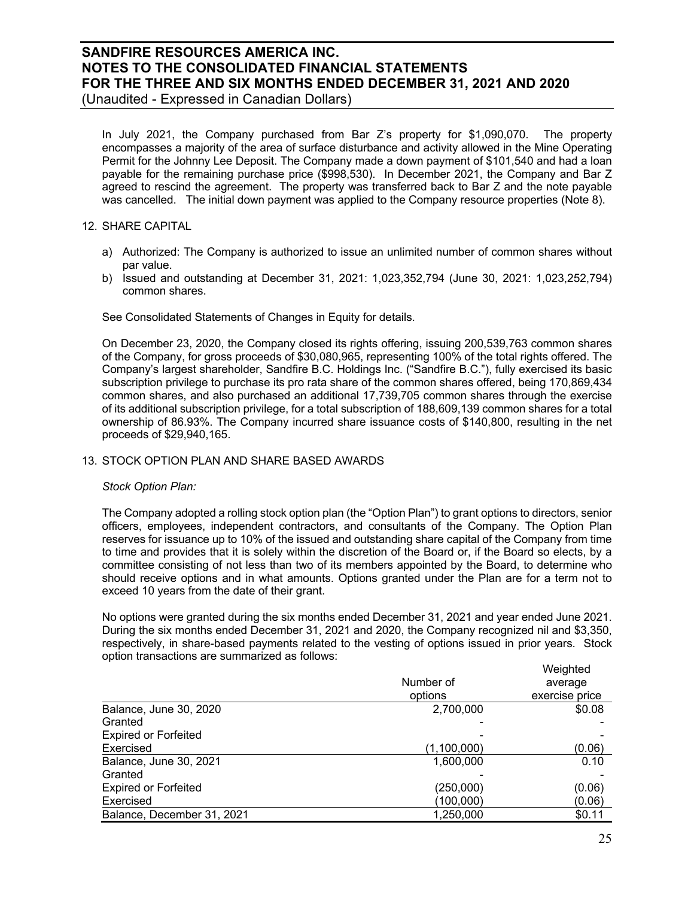In July 2021, the Company purchased from Bar Z's property for $1,090,070. The property encompasses a majority of the area of surface disturbance and activity allowed in the Mine Operating Permit for the Johnny Lee Deposit. The Company made a down payment of $101,540 and had a loan payable for the remaining purchase price ($998,530). In December 2021, the Company and Bar Z agreed to rescind the agreement. The property was transferred back to Bar Z and the note payable was cancelled. The initial down payment was applied to the Company resource properties (Note 8).

## 12. SHARE CAPITAL

a) Authorized: The Company is authorized to issue an unlimited number of common shares without par value.
b) Issued and outstanding at December 31, 2021: 1,023,352,794 (June 30, 2021: 1,023,252,794) common shares.

See Consolidated Statements of Changes in Equity for details.

On December 23, 2020, the Company closed its rights offering, issuing 200,539,763 common shares of the Company, for gross proceeds of $30,080,965, representing 100% of the total rights offered. The Company's largest shareholder, Sandfire B.C. Holdings Inc. ("Sandfire B.C."), fully exercised its basic subscription privilege to purchase its pro rata share of the common shares offered, being 170,869,434 common shares, and also purchased an additional 17,739,705 common shares through the exercise of its additional subscription privilege, for a total subscription of 188,609,139 common shares for a total ownership of 86.93%. The Company incurred share issuance costs of $140,800, resulting in the net proceeds of $29,940,165.

## 13. STOCK OPTION PLAN AND SHARE BASED AWARDS

*Stock Option Plan:*

The Company adopted a rolling stock option plan (the "Option Plan") to grant options to directors, senior officers, employees, independent contractors, and consultants of the Company. The Option Plan reserves for issuance up to 10% of the issued and outstanding share capital of the Company from time to time and provides that it is solely within the discretion of the Board or, if the Board so elects, by a committee consisting of not less than two of its members appointed by the Board, to determine who should receive options and in what amounts. Options granted under the Plan are for a term not to exceed 10 years from the date of their grant.

No options were granted during the six months ended December 31, 2021 and year ended June 2021. During the six months ended December 31, 2021 and 2020, the Company recognized nil and $3,350, respectively, in share-based payments related to the vesting of options issued in prior years. Stock option transactions are summarized as follows:

| | Number of options | Weighted average exercise price |
|---|---|---|
| Balance, June 30, 2020 | 2,700,000 | $0.08 |
| Granted | - | - |
| Expired or Forfeited | - | - |
| Exercised | (1,100,000) | (0.06) |
| Balance, June 30, 2021 | 1,600,000 | 0.10 |
| Granted | - | - |
| Expired or Forfeited | (250,000) | (0.06) |
| Exercised | (100,000) | (0.06) |
| Balance, December 31, 2021 | 1,250,000 | $0.11 |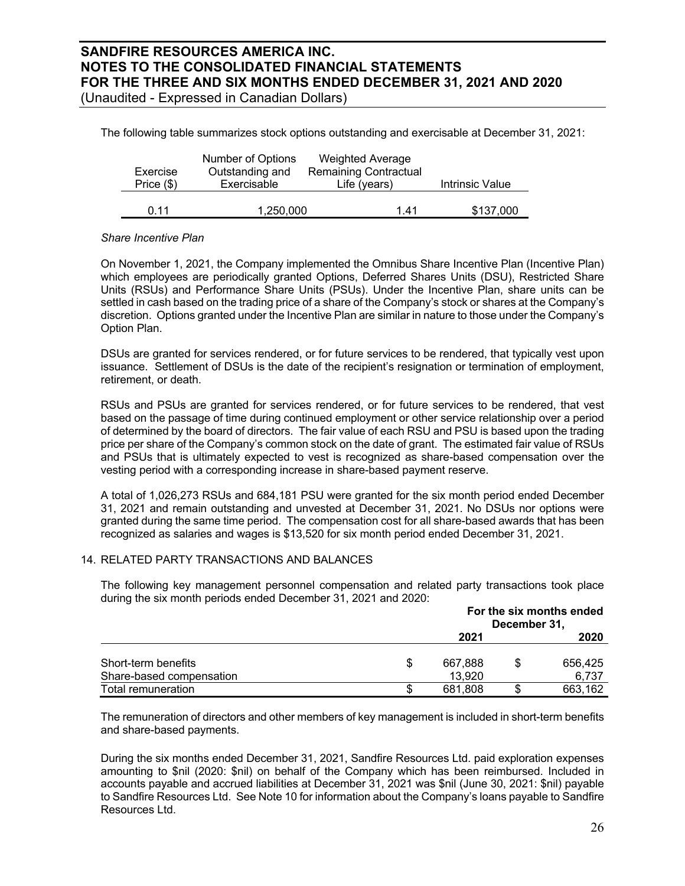The following table summarizes stock options outstanding and exercisable at December 31, 2021:

| Exercise Price ($) | Number of Options Outstanding and Exercisable | Weighted Average Remaining Contractual Life (years) | Intrinsic Value |
|---|---|---|---|
| 0.11 | 1,250,000 | 1.41 | $137,000 |

*Share Incentive Plan*

On November 1, 2021, the Company implemented the Omnibus Share Incentive Plan (Incentive Plan) which employees are periodically granted Options, Deferred Shares Units (DSU), Restricted Share Units (RSUs) and Performance Share Units (PSUs). Under the Incentive Plan, share units can be settled in cash based on the trading price of a share of the Company's stock or shares at the Company's discretion. Options granted under the Incentive Plan are similar in nature to those under the Company's Option Plan.

DSUs are granted for services rendered, or for future services to be rendered, that typically vest upon issuance. Settlement of DSUs is the date of the recipient's resignation or termination of employment, retirement, or death.

RSUs and PSUs are granted for services rendered, or for future services to be rendered, that vest based on the passage of time during continued employment or other service relationship over a period of determined by the board of directors. The fair value of each RSU and PSU is based upon the trading price per share of the Company's common stock on the date of grant. The estimated fair value of RSUs and PSUs that is ultimately expected to vest is recognized as share-based compensation over the vesting period with a corresponding increase in share-based payment reserve.

A total of 1,026,273 RSUs and 684,181 PSU were granted for the six month period ended December 31, 2021 and remain outstanding and unvested at December 31, 2021. No DSUs nor options were granted during the same time period. The compensation cost for all share-based awards that has been recognized as salaries and wages is $13,520 for six month period ended December 31, 2021.

## 14. RELATED PARTY TRANSACTIONS AND BALANCES

The following key management personnel compensation and related party transactions took place during the six month periods ended December 31, 2021 and 2020:

| | For the six months ended December 31, 2021 | 2020 |
|---|---|---|
| Short-term benefits | $ 667,888 | $ 656,425 |
| Share-based compensation | 13,920 | 6,737 |
| Total remuneration | $ 681,808 | $ 663,162 |

The remuneration of directors and other members of key management is included in short-term benefits and share-based payments.

During the six months ended December 31, 2021, Sandfire Resources Ltd. paid exploration expenses amounting to $nil (2020: $nil) on behalf of the Company which has been reimbursed. Included in accounts payable and accrued liabilities at December 31, 2021 was $nil (June 30, 2021: $nil) payable to Sandfire Resources Ltd. See Note 10 for information about the Company's loans payable to Sandfire Resources Ltd.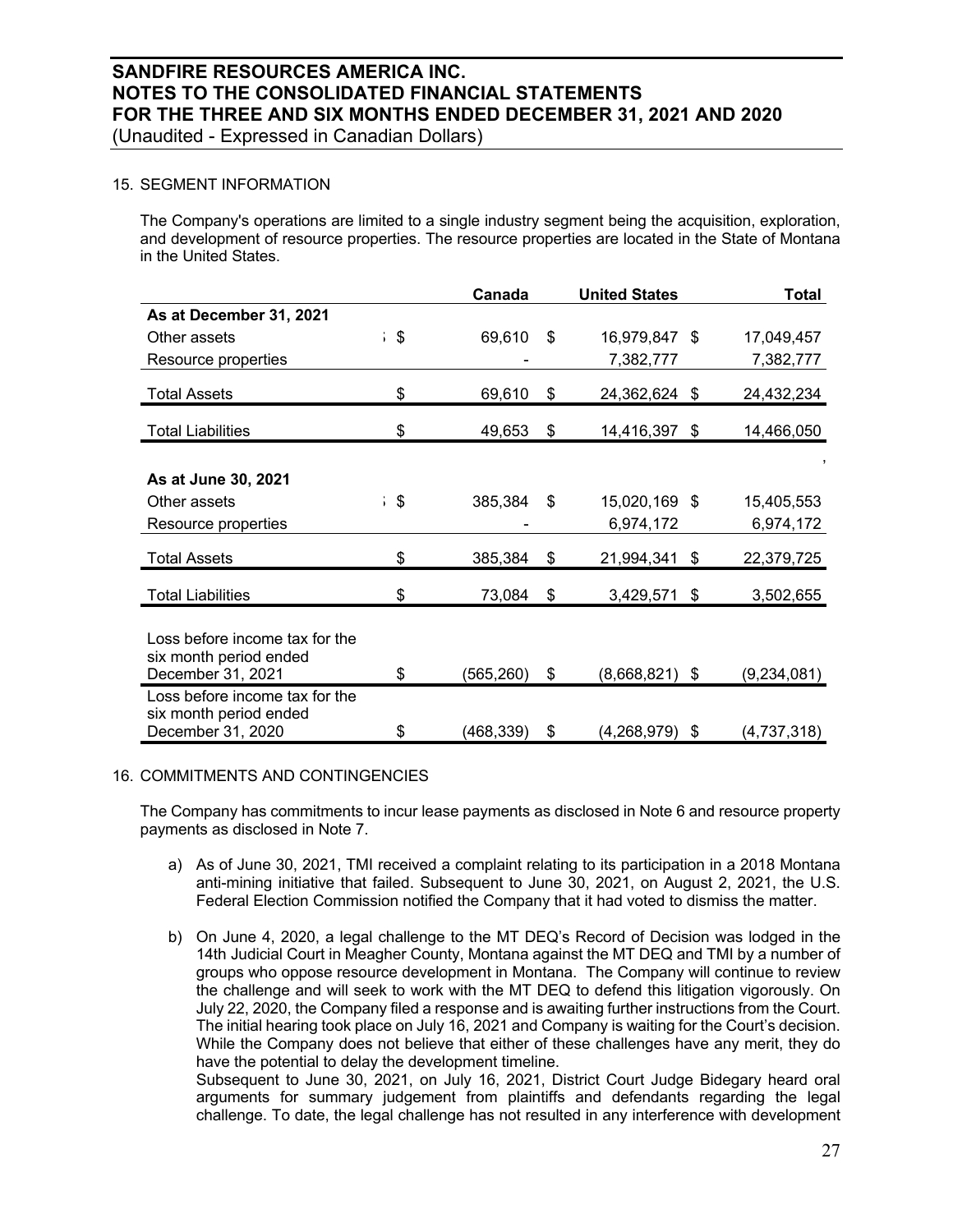# SANDFIRE RESOURCES AMERICA INC.
# NOTES TO THE CONSOLIDATED FINANCIAL STATEMENTS
# FOR THE THREE AND SIX MONTHS ENDED DECEMBER 31, 2021 AND 2020
(Unaudited - Expressed in Canadian Dollars)

## 15. SEGMENT INFORMATION

The Company's operations are limited to a single industry segment being the acquisition, exploration, and development of resource properties. The resource properties are located in the State of Montana in the United States.

| | Canada | United States | Total |
|---|---|---|---|
| **As at December 31, 2021** | | | |
| Other assets | $ 69,610 | $ 16,979,847 | $ 17,049,457 |
| Resource properties | - | 7,382,777 | 7,382,777 |
| Total Assets | $ 69,610 | $ 24,362,624 | $ 24,432,234 |
| Total Liabilities | $ 49,653 | $ 14,416,397 | $ 14,466,050 |
| **As at June 30, 2021** | | | |
| Other assets | $ 385,384 | $ 15,020,169 | $ 15,405,553 |
| Resource properties | - | 6,974,172 | 6,974,172 |
| Total Assets | $ 385,384 | $ 21,994,341 | $ 22,379,725 |
| Total Liabilities | $ 73,084 | $ 3,429,571 | $ 3,502,655 |
| Loss before income tax for the six month period ended December 31, 2021 | $ (565,260) | $ (8,668,821) | $ (9,234,081) |
| Loss before income tax for the six month period ended December 31, 2020 | $ (468,339) | $ (4,268,979) | $ (4,737,318) |

## 16. COMMITMENTS AND CONTINGENCIES

The Company has commitments to incur lease payments as disclosed in Note 6 and resource property payments as disclosed in Note 7.

a) As of June 30, 2021, TMI received a complaint relating to its participation in a 2018 Montana anti-mining initiative that failed. Subsequent to June 30, 2021, on August 2, 2021, the U.S. Federal Election Commission notified the Company that it had voted to dismiss the matter.

b) On June 4, 2020, a legal challenge to the MT DEQ's Record of Decision was lodged in the 14th Judicial Court in Meagher County, Montana against the MT DEQ and TMI by a number of groups who oppose resource development in Montana. The Company will continue to review the challenge and will seek to work with the MT DEQ to defend this litigation vigorously. On July 22, 2020, the Company filed a response and is awaiting further instructions from the Court. The initial hearing took place on July 16, 2021 and Company is waiting for the Court's decision. While the Company does not believe that either of these challenges have any merit, they do have the potential to delay the development timeline.
Subsequent to June 30, 2021, on July 16, 2021, District Court Judge Bidegary heard oral arguments for summary judgement from plaintiffs and defendants regarding the legal challenge. To date, the legal challenge has not resulted in any interference with development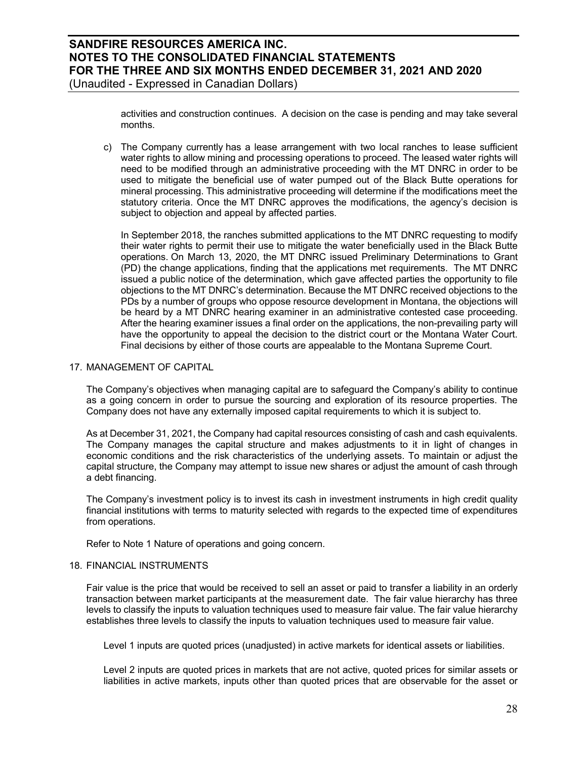activities and construction continues. A decision on the case is pending and may take several months.

c) The Company currently has a lease arrangement with two local ranches to lease sufficient water rights to allow mining and processing operations to proceed. The leased water rights will need to be modified through an administrative proceeding with the MT DNRC in order to be used to mitigate the beneficial use of water pumped out of the Black Butte operations for mineral processing. This administrative proceeding will determine if the modifications meet the statutory criteria. Once the MT DNRC approves the modifications, the agency's decision is subject to objection and appeal by affected parties.

   In September 2018, the ranches submitted applications to the MT DNRC requesting to modify their water rights to permit their use to mitigate the water beneficially used in the Black Butte operations. On March 13, 2020, the MT DNRC issued Preliminary Determinations to Grant (PD) the change applications, finding that the applications met requirements. The MT DNRC issued a public notice of the determination, which gave affected parties the opportunity to file objections to the MT DNRC's determination. Because the MT DNRC received objections to the PDs by a number of groups who oppose resource development in Montana, the objections will be heard by a MT DNRC hearing examiner in an administrative contested case proceeding. After the hearing examiner issues a final order on the applications, the non-prevailing party will have the opportunity to appeal the decision to the district court or the Montana Water Court. Final decisions by either of those courts are appealable to the Montana Supreme Court.

## 17. MANAGEMENT OF CAPITAL

The Company's objectives when managing capital are to safeguard the Company's ability to continue as a going concern in order to pursue the sourcing and exploration of its resource properties. The Company does not have any externally imposed capital requirements to which it is subject to.

As at December 31, 2021, the Company had capital resources consisting of cash and cash equivalents. The Company manages the capital structure and makes adjustments to it in light of changes in economic conditions and the risk characteristics of the underlying assets. To maintain or adjust the capital structure, the Company may attempt to issue new shares or adjust the amount of cash through a debt financing.

The Company's investment policy is to invest its cash in investment instruments in high credit quality financial institutions with terms to maturity selected with regards to the expected time of expenditures from operations.

Refer to Note 1 Nature of operations and going concern.

## 18. FINANCIAL INSTRUMENTS

Fair value is the price that would be received to sell an asset or paid to transfer a liability in an orderly transaction between market participants at the measurement date. The fair value hierarchy has three levels to classify the inputs to valuation techniques used to measure fair value. The fair value hierarchy establishes three levels to classify the inputs to valuation techniques used to measure fair value.

Level 1 inputs are quoted prices (unadjusted) in active markets for identical assets or liabilities.

Level 2 inputs are quoted prices in markets that are not active, quoted prices for similar assets or liabilities in active markets, inputs other than quoted prices that are observable for the asset or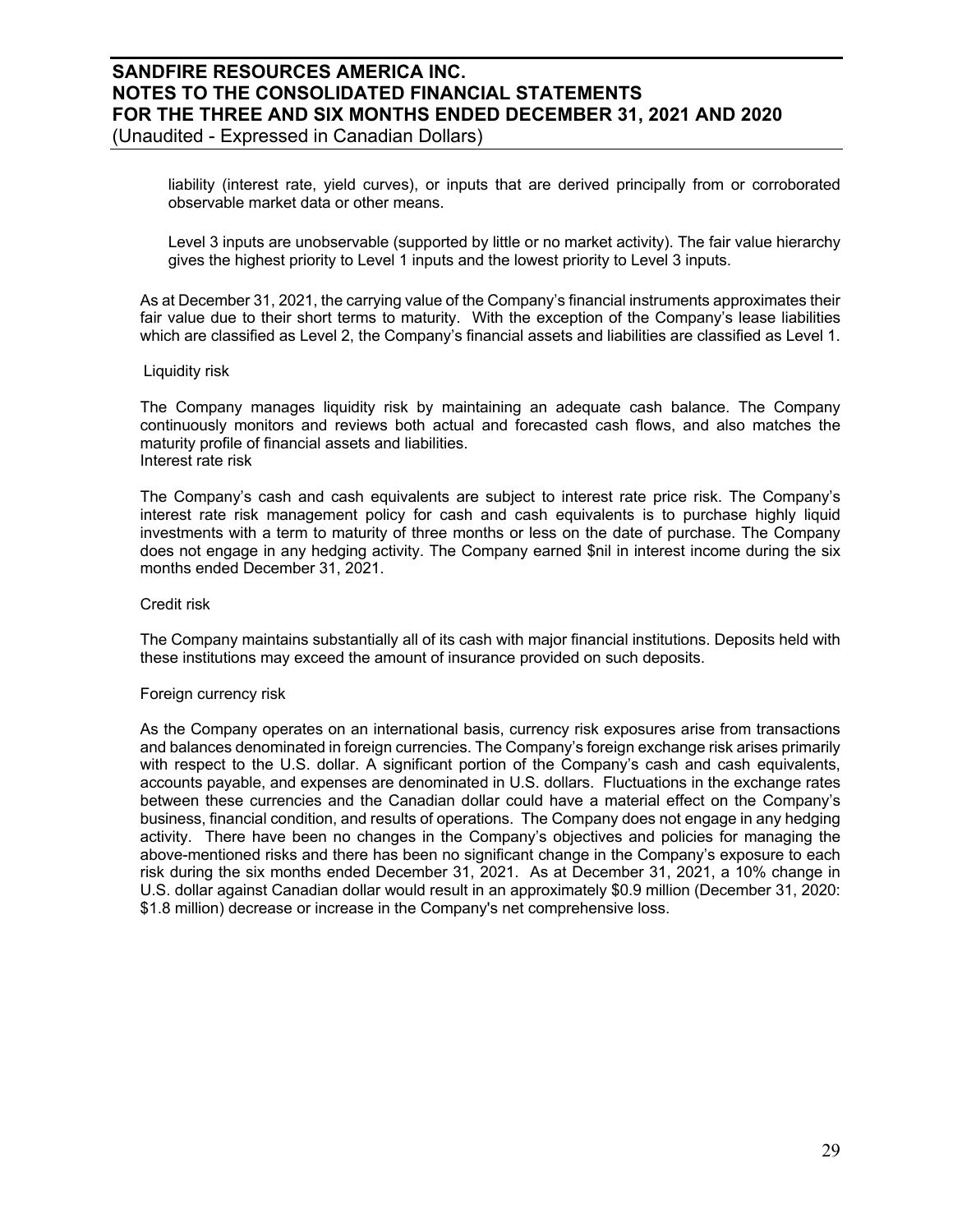liability (interest rate, yield curves), or inputs that are derived principally from or corroborated observable market data or other means.

Level 3 inputs are unobservable (supported by little or no market activity). The fair value hierarchy gives the highest priority to Level 1 inputs and the lowest priority to Level 3 inputs.

As at December 31, 2021, the carrying value of the Company's financial instruments approximates their fair value due to their short terms to maturity. With the exception of the Company's lease liabilities which are classified as Level 2, the Company's financial assets and liabilities are classified as Level 1.

Liquidity risk

The Company manages liquidity risk by maintaining an adequate cash balance. The Company continuously monitors and reviews both actual and forecasted cash flows, and also matches the maturity profile of financial assets and liabilities.

Interest rate risk

The Company's cash and cash equivalents are subject to interest rate price risk. The Company's interest rate risk management policy for cash and cash equivalents is to purchase highly liquid investments with a term to maturity of three months or less on the date of purchase. The Company does not engage in any hedging activity. The Company earned $nil in interest income during the six months ended December 31, 2021.

Credit risk

The Company maintains substantially all of its cash with major financial institutions. Deposits held with these institutions may exceed the amount of insurance provided on such deposits.

Foreign currency risk

As the Company operates on an international basis, currency risk exposures arise from transactions and balances denominated in foreign currencies. The Company's foreign exchange risk arises primarily with respect to the U.S. dollar. A significant portion of the Company's cash and cash equivalents, accounts payable, and expenses are denominated in U.S. dollars. Fluctuations in the exchange rates between these currencies and the Canadian dollar could have a material effect on the Company's business, financial condition, and results of operations. The Company does not engage in any hedging activity. There have been no changes in the Company's objectives and policies for managing the above-mentioned risks and there has been no significant change in the Company's exposure to each risk during the six months ended December 31, 2021. As at December 31, 2021, a 10% change in U.S. dollar against Canadian dollar would result in an approximately $0.9 million (December 31, 2020: $1.8 million) decrease or increase in the Company's net comprehensive loss.